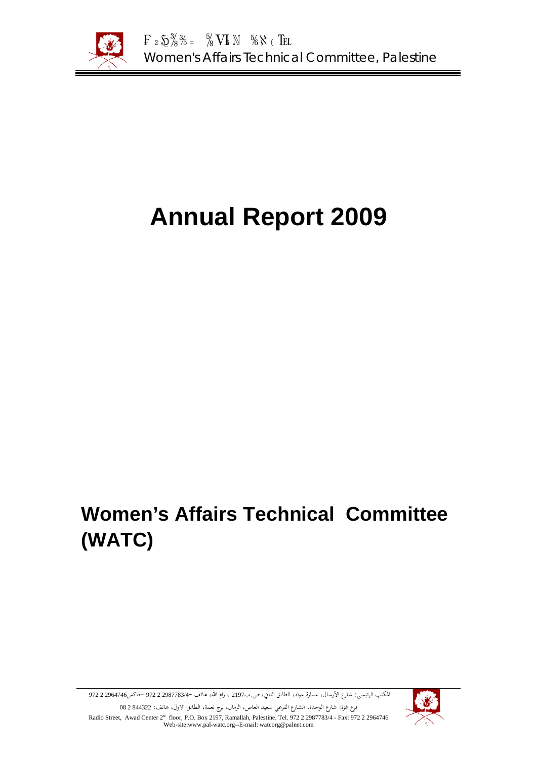Women's Affairs Technical Committee, Palestine

# Annual Report 2009

## Women's Affairs Technical Committee (WATC)

المكتب الرئيسي: شارع الأرسال، عمارة عواد، الطابق الثاني، ص.ب2197 ، رام الله، هاتف -2987783/4 2 972 –فاكس2964746 2 972

فرع غزة: شارع الوحدة، الشارع الفرعي سعيد العاص، الرمال، برج نعمة، الطابق الاول، هاتف: 844322 2 08

Radio Street, Awad Center 2nd floor, P.O. Box 2197, Ramallah, Palestine. Tel. 972 2 2987783/4 - Fax: 972 2 2964746
Web-site:www.pal-watc.org--E-mail: watcorg@palnet.com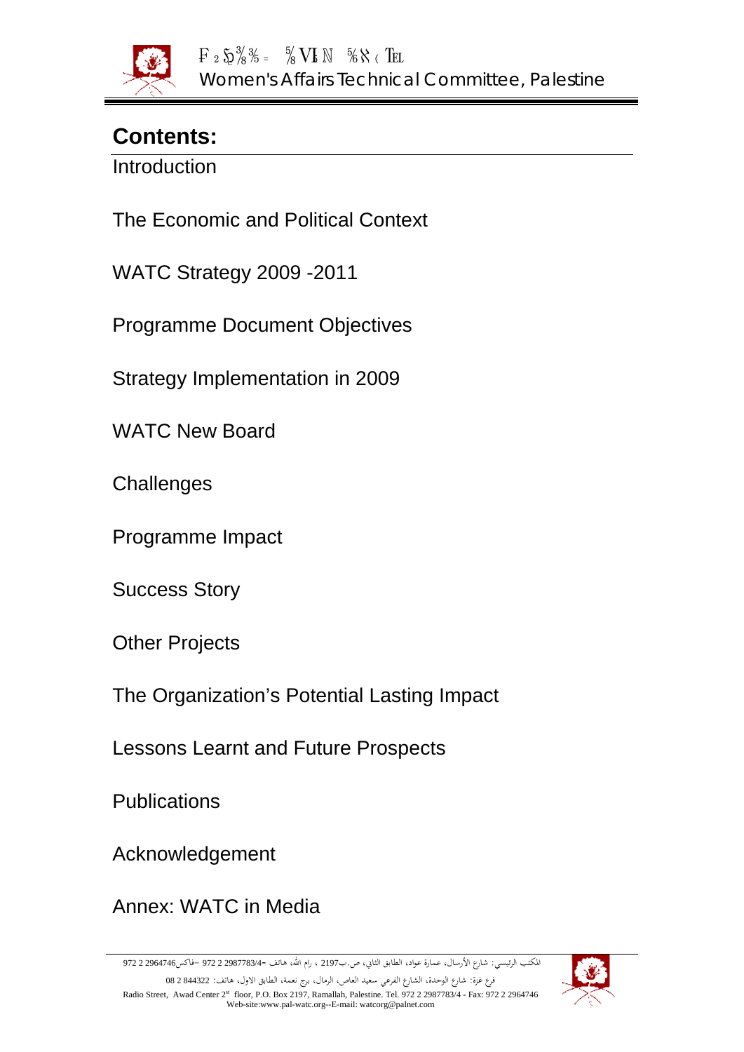## Contents:

Introduction

The Economic and Political Context

WATC Strategy 2009 -2011

Programme Document Objectives

Strategy Implementation in 2009

WATC New Board

Challenges

Programme Impact

Success Story

Other Projects

The Organization's Potential Lasting Impact

Lessons Learnt and Future Prospects

Publications

Acknowledgement

Annex: WATC in Media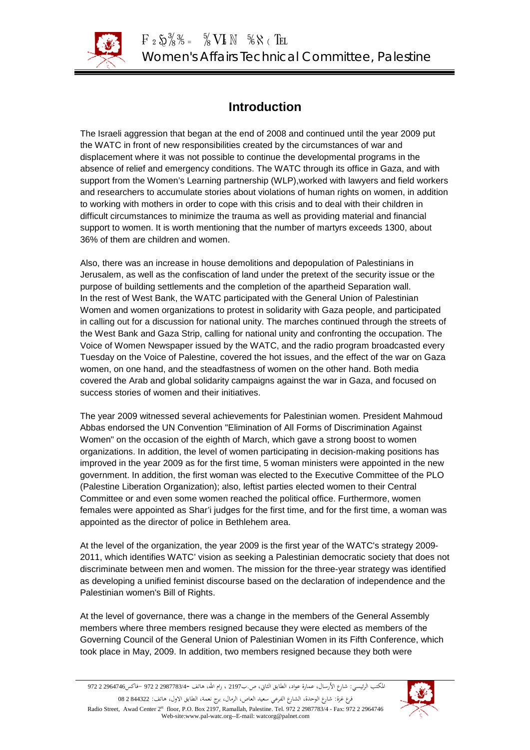## Introduction

The Israeli aggression that began at the end of 2008 and continued until the year 2009 put the WATC in front of new responsibilities created by the circumstances of war and displacement where it was not possible to continue the developmental programs in the absence of relief and emergency conditions. The WATC through its office in Gaza, and with support from the Women's Learning partnership (WLP),worked with lawyers and field workers and researchers to accumulate stories about violations of human rights on women, in addition to working with mothers in order to cope with this crisis and to deal with their children in difficult circumstances to minimize the trauma as well as providing material and financial support to women. It is worth mentioning that the number of martyrs exceeds 1300, about 36% of them are children and women.

Also, there was an increase in house demolitions and depopulation of Palestinians in Jerusalem, as well as the confiscation of land under the pretext of the security issue or the purpose of building settlements and the completion of the apartheid Separation wall. In the rest of West Bank, the WATC participated with the General Union of Palestinian Women and women organizations to protest in solidarity with Gaza people, and participated in calling out for a discussion for national unity. The marches continued through the streets of the West Bank and Gaza Strip, calling for national unity and confronting the occupation. The Voice of Women Newspaper issued by the WATC, and the radio program broadcasted every Tuesday on the Voice of Palestine, covered the hot issues, and the effect of the war on Gaza women, on one hand, and the steadfastness of women on the other hand. Both media covered the Arab and global solidarity campaigns against the war in Gaza, and focused on success stories of women and their initiatives.

The year 2009 witnessed several achievements for Palestinian women. President Mahmoud Abbas endorsed the UN Convention "Elimination of All Forms of Discrimination Against Women" on the occasion of the eighth of March, which gave a strong boost to women organizations. In addition, the level of women participating in decision-making positions has improved in the year 2009 as for the first time, 5 woman ministers were appointed in the new government. In addition, the first woman was elected to the Executive Committee of the PLO (Palestine Liberation Organization); also, leftist parties elected women to their Central Committee or and even some women reached the political office. Furthermore, women females were appointed as Shar'i judges for the first time, and for the first time, a woman was appointed as the director of police in Bethlehem area.

At the level of the organization, the year 2009 is the first year of the WATC's strategy 2009-2011, which identifies WATC' vision as seeking a Palestinian democratic society that does not discriminate between men and women. The mission for the three-year strategy was identified as developing a unified feminist discourse based on the declaration of independence and the Palestinian women's Bill of Rights.

At the level of governance, there was a change in the members of the General Assembly members where three members resigned because they were elected as members of the Governing Council of the General Union of Palestinian Women in its Fifth Conference, which took place in May, 2009. In addition, two members resigned because they both were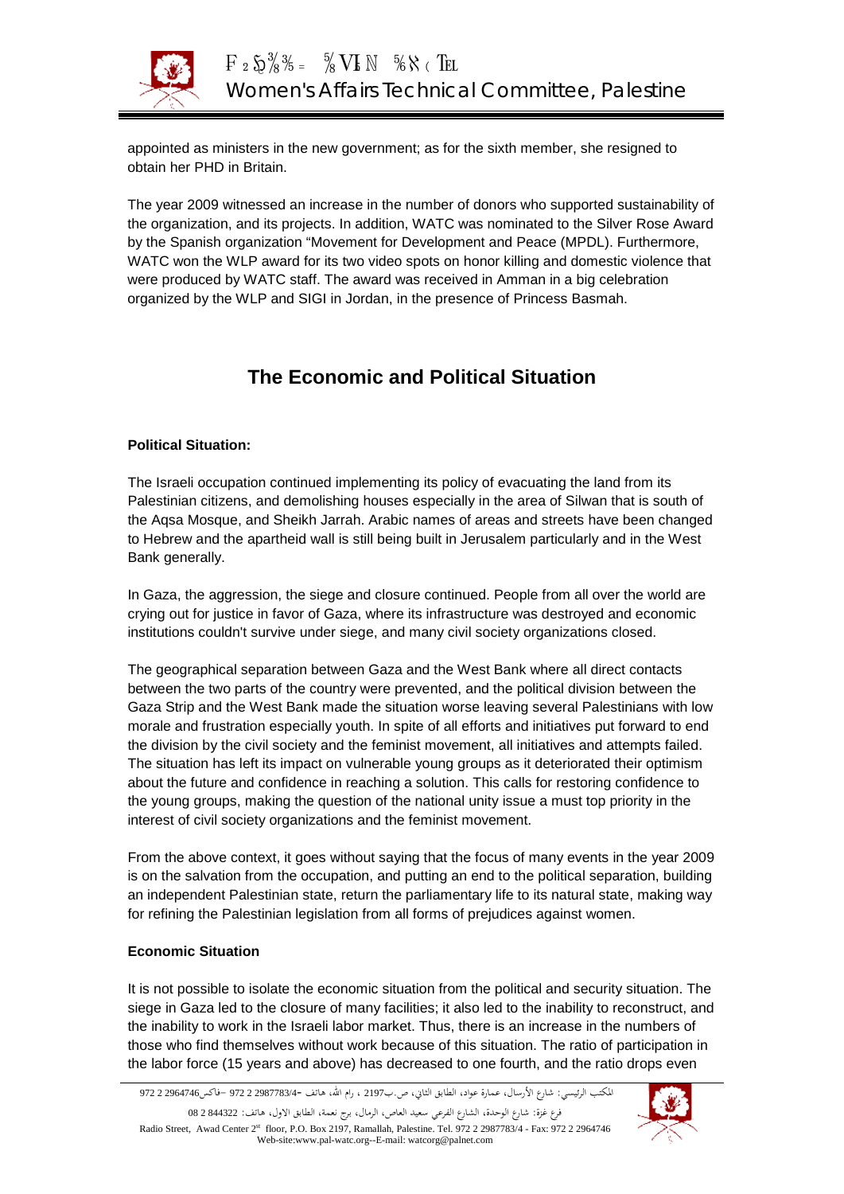appointed as ministers in the new government; as for the sixth member, she resigned to obtain her PHD in Britain.

The year 2009 witnessed an increase in the number of donors who supported sustainability of the organization, and its projects. In addition, WATC was nominated to the Silver Rose Award by the Spanish organization "Movement for Development and Peace (MPDL). Furthermore, WATC won the WLP award for its two video spots on honor killing and domestic violence that were produced by WATC staff. The award was received in Amman in a big celebration organized by the WLP and SIGI in Jordan, in the presence of Princess Basmah.

## The Economic and Political Situation

**Political Situation:**

The Israeli occupation continued implementing its policy of evacuating the land from its Palestinian citizens, and demolishing houses especially in the area of Silwan that is south of the Aqsa Mosque, and Sheikh Jarrah. Arabic names of areas and streets have been changed to Hebrew and the apartheid wall is still being built in Jerusalem particularly and in the West Bank generally.

In Gaza, the aggression, the siege and closure continued. People from all over the world are crying out for justice in favor of Gaza, where its infrastructure was destroyed and economic institutions couldn't survive under siege, and many civil society organizations closed.

The geographical separation between Gaza and the West Bank where all direct contacts between the two parts of the country were prevented, and the political division between the Gaza Strip and the West Bank made the situation worse leaving several Palestinians with low morale and frustration especially youth. In spite of all efforts and initiatives put forward to end the division by the civil society and the feminist movement, all initiatives and attempts failed. The situation has left its impact on vulnerable young groups as it deteriorated their optimism about the future and confidence in reaching a solution. This calls for restoring confidence to the young groups, making the question of the national unity issue a must top priority in the interest of civil society organizations and the feminist movement.

From the above context, it goes without saying that the focus of many events in the year 2009 is on the salvation from the occupation, and putting an end to the political separation, building an independent Palestinian state, return the parliamentary life to its natural state, making way for refining the Palestinian legislation from all forms of prejudices against women.

**Economic Situation**

It is not possible to isolate the economic situation from the political and security situation. The siege in Gaza led to the closure of many facilities; it also led to the inability to reconstruct, and the inability to work in the Israeli labor market. Thus, there is an increase in the numbers of those who find themselves without work because of this situation. The ratio of participation in the labor force (15 years and above) has decreased to one fourth, and the ratio drops even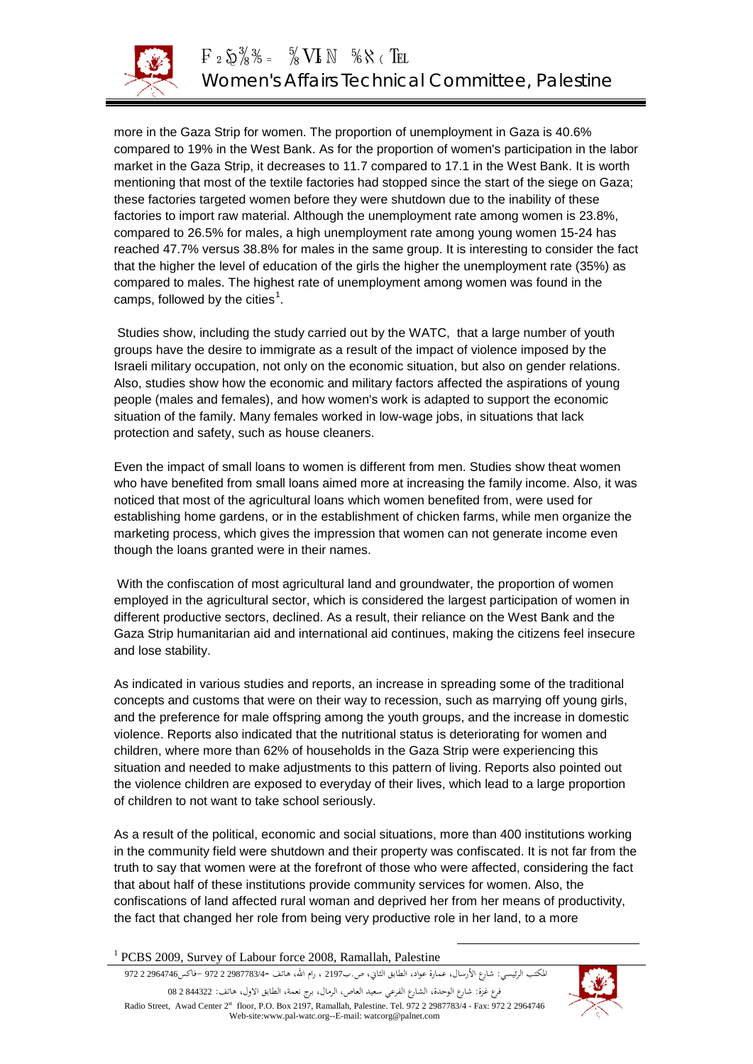more in the Gaza Strip for women. The proportion of unemployment in Gaza is 40.6% compared to 19% in the West Bank. As for the proportion of women's participation in the labor market in the Gaza Strip, it decreases to 11.7 compared to 17.1 in the West Bank. It is worth mentioning that most of the textile factories had stopped since the start of the siege on Gaza; these factories targeted women before they were shutdown due to the inability of these factories to import raw material. Although the unemployment rate among women is 23.8%, compared to 26.5% for males, a high unemployment rate among young women 15-24 has reached 47.7% versus 38.8% for males in the same group. It is interesting to consider the fact that the higher the level of education of the girls the higher the unemployment rate (35%) as compared to males. The highest rate of unemployment among women was found in the camps, followed by the cities[1].

Studies show, including the study carried out by the WATC, that a large number of youth groups have the desire to immigrate as a result of the impact of violence imposed by the Israeli military occupation, not only on the economic situation, but also on gender relations. Also, studies show how the economic and military factors affected the aspirations of young people (males and females), and how women's work is adapted to support the economic situation of the family. Many females worked in low-wage jobs, in situations that lack protection and safety, such as house cleaners.

Even the impact of small loans to women is different from men. Studies show theat women who have benefited from small loans aimed more at increasing the family income. Also, it was noticed that most of the agricultural loans which women benefited from, were used for establishing home gardens, or in the establishment of chicken farms, while men organize the marketing process, which gives the impression that women can not generate income even though the loans granted were in their names.

With the confiscation of most agricultural land and groundwater, the proportion of women employed in the agricultural sector, which is considered the largest participation of women in different productive sectors, declined. As a result, their reliance on the West Bank and the Gaza Strip humanitarian aid and international aid continues, making the citizens feel insecure and lose stability.

As indicated in various studies and reports, an increase in spreading some of the traditional concepts and customs that were on their way to recession, such as marrying off young girls, and the preference for male offspring among the youth groups, and the increase in domestic violence. Reports also indicated that the nutritional status is deteriorating for women and children, where more than 62% of households in the Gaza Strip were experiencing this situation and needed to make adjustments to this pattern of living. Reports also pointed out the violence children are exposed to everyday of their lives, which lead to a large proportion of children to not want to take school seriously.

As a result of the political, economic and social situations, more than 400 institutions working in the community field were shutdown and their property was confiscated. It is not far from the truth to say that women were at the forefront of those who were affected, considering the fact that about half of these institutions provide community services for women. Also, the confiscations of land affected rural woman and deprived her from her means of productivity, the fact that changed her role from being very productive role in her land, to a more

[1] PCBS 2009, Survey of Labour force 2008, Ramallah, Palestine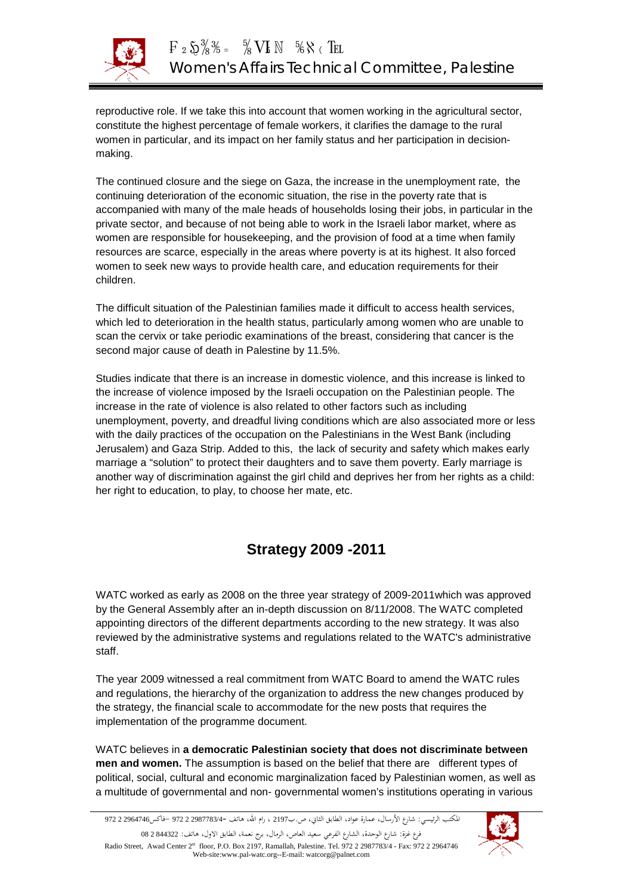reproductive role. If we take this into account that women working in the agricultural sector, constitute the highest percentage of female workers, it clarifies the damage to the rural women in particular, and its impact on her family status and her participation in decision-making.

The continued closure and the siege on Gaza, the increase in the unemployment rate, the continuing deterioration of the economic situation, the rise in the poverty rate that is accompanied with many of the male heads of households losing their jobs, in particular in the private sector, and because of not being able to work in the Israeli labor market, where as women are responsible for housekeeping, and the provision of food at a time when family resources are scarce, especially in the areas where poverty is at its highest. It also forced women to seek new ways to provide health care, and education requirements for their children.

The difficult situation of the Palestinian families made it difficult to access health services, which led to deterioration in the health status, particularly among women who are unable to scan the cervix or take periodic examinations of the breast, considering that cancer is the second major cause of death in Palestine by 11.5%.

Studies indicate that there is an increase in domestic violence, and this increase is linked to the increase of violence imposed by the Israeli occupation on the Palestinian people. The increase in the rate of violence is also related to other factors such as including unemployment, poverty, and dreadful living conditions which are also associated more or less with the daily practices of the occupation on the Palestinians in the West Bank (including Jerusalem) and Gaza Strip. Added to this, the lack of security and safety which makes early marriage a "solution" to protect their daughters and to save them poverty. Early marriage is another way of discrimination against the girl child and deprives her from her rights as a child: her right to education, to play, to choose her mate, etc.

## Strategy 2009 -2011

WATC worked as early as 2008 on the three year strategy of 2009-2011which was approved by the General Assembly after an in-depth discussion on 8/11/2008. The WATC completed appointing directors of the different departments according to the new strategy. It was also reviewed by the administrative systems and regulations related to the WATC's administrative staff.

The year 2009 witnessed a real commitment from WATC Board to amend the WATC rules and regulations, the hierarchy of the organization to address the new changes produced by the strategy, the financial scale to accommodate for the new posts that requires the implementation of the programme document.

WATC believes in **a democratic Palestinian society that does not discriminate between men and women.** The assumption is based on the belief that there are different types of political, social, cultural and economic marginalization faced by Palestinian women, as well as a multitude of governmental and non- governmental women's institutions operating in various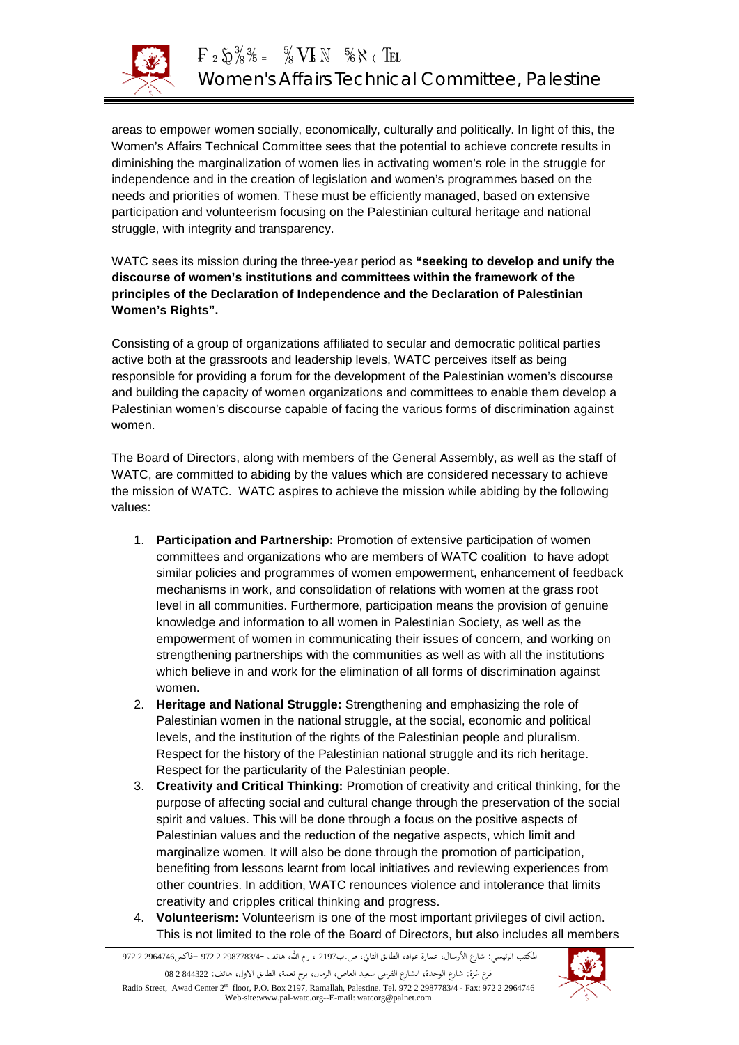areas to empower women socially, economically, culturally and politically. In light of this, the Women's Affairs Technical Committee sees that the potential to achieve concrete results in diminishing the marginalization of women lies in activating women's role in the struggle for independence and in the creation of legislation and women's programmes based on the needs and priorities of women. These must be efficiently managed, based on extensive participation and volunteerism focusing on the Palestinian cultural heritage and national struggle, with integrity and transparency.

WATC sees its mission during the three-year period as **"seeking to develop and unify the discourse of women's institutions and committees within the framework of the principles of the Declaration of Independence and the Declaration of Palestinian Women's Rights".**

Consisting of a group of organizations affiliated to secular and democratic political parties active both at the grassroots and leadership levels, WATC perceives itself as being responsible for providing a forum for the development of the Palestinian women's discourse and building the capacity of women organizations and committees to enable them develop a Palestinian women's discourse capable of facing the various forms of discrimination against women.

The Board of Directors, along with members of the General Assembly, as well as the staff of WATC, are committed to abiding by the values which are considered necessary to achieve the mission of WATC. WATC aspires to achieve the mission while abiding by the following values:

1. **Participation and Partnership:** Promotion of extensive participation of women committees and organizations who are members of WATC coalition to have adopt similar policies and programmes of women empowerment, enhancement of feedback mechanisms in work, and consolidation of relations with women at the grass root level in all communities. Furthermore, participation means the provision of genuine knowledge and information to all women in Palestinian Society, as well as the empowerment of women in communicating their issues of concern, and working on strengthening partnerships with the communities as well as with all the institutions which believe in and work for the elimination of all forms of discrimination against women.
2. **Heritage and National Struggle:** Strengthening and emphasizing the role of Palestinian women in the national struggle, at the social, economic and political levels, and the institution of the rights of the Palestinian people and pluralism. Respect for the history of the Palestinian national struggle and its rich heritage. Respect for the particularity of the Palestinian people.
3. **Creativity and Critical Thinking:** Promotion of creativity and critical thinking, for the purpose of affecting social and cultural change through the preservation of the social spirit and values. This will be done through a focus on the positive aspects of Palestinian values and the reduction of the negative aspects, which limit and marginalize women. It will also be done through the promotion of participation, benefiting from lessons learnt from local initiatives and reviewing experiences from other countries. In addition, WATC renounces violence and intolerance that limits creativity and cripples critical thinking and progress.
4. **Volunteerism:** Volunteerism is one of the most important privileges of civil action. This is not limited to the role of the Board of Directors, but also includes all members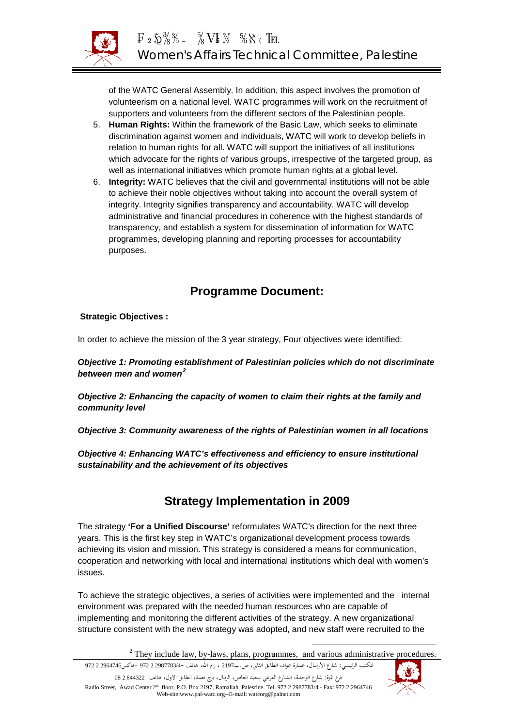of the WATC General Assembly. In addition, this aspect involves the promotion of volunteerism on a national level. WATC programmes will work on the recruitment of supporters and volunteers from the different sectors of the Palestinian people.

5. **Human Rights:** Within the framework of the Basic Law, which seeks to eliminate discrimination against women and individuals, WATC will work to develop beliefs in relation to human rights for all. WATC will support the initiatives of all institutions which advocate for the rights of various groups, irrespective of the targeted group, as well as international initiatives which promote human rights at a global level.
6. **Integrity:** WATC believes that the civil and governmental institutions will not be able to achieve their noble objectives without taking into account the overall system of integrity. Integrity signifies transparency and accountability. WATC will develop administrative and financial procedures in coherence with the highest standards of transparency, and establish a system for dissemination of information for WATC programmes, developing planning and reporting processes for accountability purposes.

## Programme Document:

**Strategic Objectives :**

In order to achieve the mission of the 3 year strategy, Four objectives were identified:

***Objective 1: Promoting establishment of Palestinian policies which do not discriminate between men and women*[2]**

***Objective 2: Enhancing the capacity of women to claim their rights at the family and community level***

***Objective 3: Community awareness of the rights of Palestinian women in all locations***

***Objective 4: Enhancing WATC's effectiveness and efficiency to ensure institutional sustainability and the achievement of its objectives***

## Strategy Implementation in 2009

The strategy **'For a Unified Discourse'** reformulates WATC's direction for the next three years. This is the first key step in WATC's organizational development process towards achieving its vision and mission. This strategy is considered a means for communication, cooperation and networking with local and international institutions which deal with women's issues.

To achieve the strategic objectives, a series of activities were implemented and the internal environment was prepared with the needed human resources who are capable of implementing and monitoring the different activities of the strategy. A new organizational structure consistent with the new strategy was adopted, and new staff were recruited to the

[2] They include law, by-laws, plans, programmes, and various administrative procedures.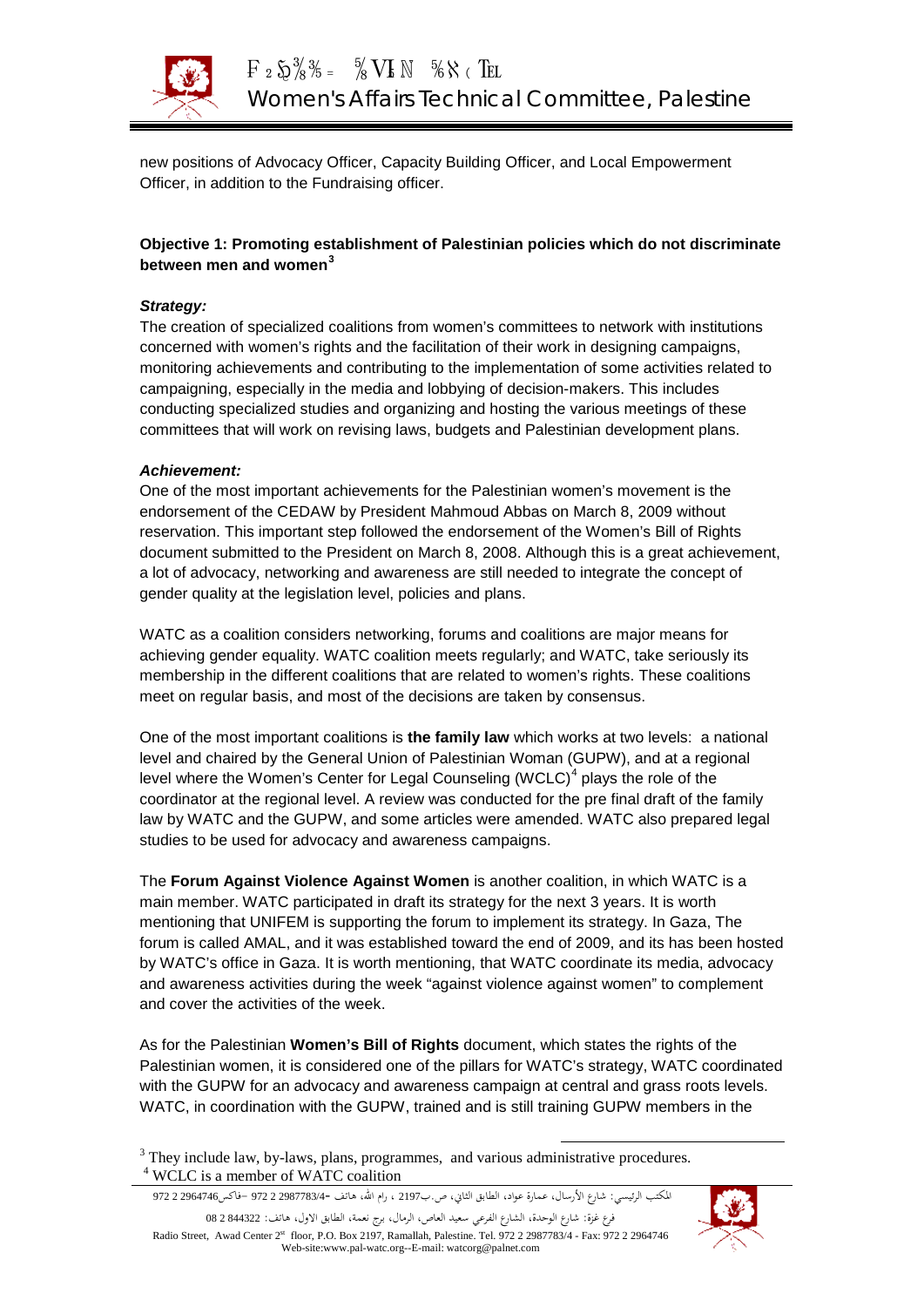new positions of Advocacy Officer, Capacity Building Officer, and Local Empowerment Officer, in addition to the Fundraising officer.

### Objective 1: Promoting establishment of Palestinian policies which do not discriminate between men and women[3]

***Strategy:***

The creation of specialized coalitions from women's committees to network with institutions concerned with women's rights and the facilitation of their work in designing campaigns, monitoring achievements and contributing to the implementation of some activities related to campaigning, especially in the media and lobbying of decision-makers. This includes conducting specialized studies and organizing and hosting the various meetings of these committees that will work on revising laws, budgets and Palestinian development plans.

***Achievement:***

One of the most important achievements for the Palestinian women's movement is the endorsement of the CEDAW by President Mahmoud Abbas on March 8, 2009 without reservation. This important step followed the endorsement of the Women's Bill of Rights document submitted to the President on March 8, 2008. Although this is a great achievement, a lot of advocacy, networking and awareness are still needed to integrate the concept of gender quality at the legislation level, policies and plans.

WATC as a coalition considers networking, forums and coalitions are major means for achieving gender equality. WATC coalition meets regularly; and WATC, take seriously its membership in the different coalitions that are related to women's rights. These coalitions meet on regular basis, and most of the decisions are taken by consensus.

One of the most important coalitions is **the family law** which works at two levels: a national level and chaired by the General Union of Palestinian Woman (GUPW), and at a regional level where the Women's Center for Legal Counseling (WCLC)[4] plays the role of the coordinator at the regional level. A review was conducted for the pre final draft of the family law by WATC and the GUPW, and some articles were amended. WATC also prepared legal studies to be used for advocacy and awareness campaigns.

The **Forum Against Violence Against Women** is another coalition, in which WATC is a main member. WATC participated in draft its strategy for the next 3 years. It is worth mentioning that UNIFEM is supporting the forum to implement its strategy. In Gaza, The forum is called AMAL, and it was established toward the end of 2009, and its has been hosted by WATC's office in Gaza. It is worth mentioning, that WATC coordinate its media, advocacy and awareness activities during the week "against violence against women" to complement and cover the activities of the week.

As for the Palestinian **Women's Bill of Rights** document, which states the rights of the Palestinian women, it is considered one of the pillars for WATC's strategy, WATC coordinated with the GUPW for an advocacy and awareness campaign at central and grass roots levels. WATC, in coordination with the GUPW, trained and is still training GUPW members in the

---

[3] They include law, by-laws, plans, programmes, and various administrative procedures.

[4] WCLC is a member of WATC coalition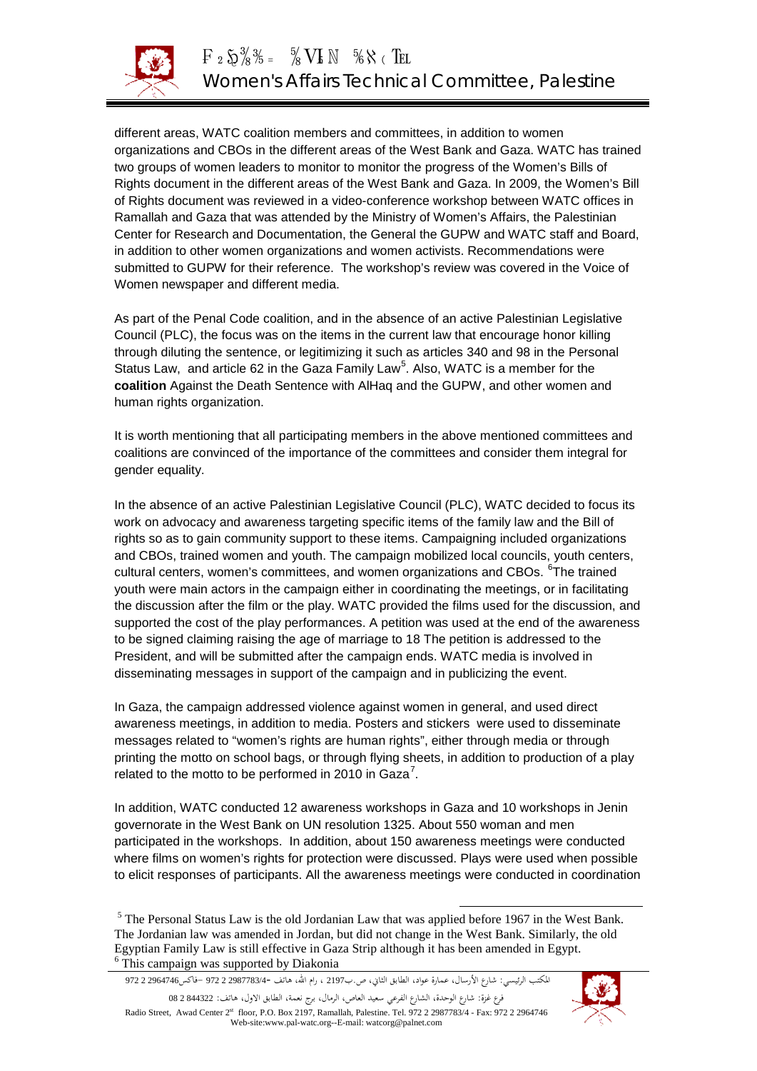different areas, WATC coalition members and committees, in addition to women organizations and CBOs in the different areas of the West Bank and Gaza. WATC has trained two groups of women leaders to monitor to monitor the progress of the Women's Bills of Rights document in the different areas of the West Bank and Gaza. In 2009, the Women's Bill of Rights document was reviewed in a video-conference workshop between WATC offices in Ramallah and Gaza that was attended by the Ministry of Women's Affairs, the Palestinian Center for Research and Documentation, the General the GUPW and WATC staff and Board, in addition to other women organizations and women activists. Recommendations were submitted to GUPW for their reference. The workshop's review was covered in the Voice of Women newspaper and different media.

As part of the Penal Code coalition, and in the absence of an active Palestinian Legislative Council (PLC), the focus was on the items in the current law that encourage honor killing through diluting the sentence, or legitimizing it such as articles 340 and 98 in the Personal Status Law, and article 62 in the Gaza Family Law[5]. Also, WATC is a member for the **coalition** Against the Death Sentence with AlHaq and the GUPW, and other women and human rights organization.

It is worth mentioning that all participating members in the above mentioned committees and coalitions are convinced of the importance of the committees and consider them integral for gender equality.

In the absence of an active Palestinian Legislative Council (PLC), WATC decided to focus its work on advocacy and awareness targeting specific items of the family law and the Bill of rights so as to gain community support to these items. Campaigning included organizations and CBOs, trained women and youth. The campaign mobilized local councils, youth centers, cultural centers, women's committees, and women organizations and CBOs. [6]The trained youth were main actors in the campaign either in coordinating the meetings, or in facilitating the discussion after the film or the play. WATC provided the films used for the discussion, and supported the cost of the play performances. A petition was used at the end of the awareness to be signed claiming raising the age of marriage to 18 The petition is addressed to the President, and will be submitted after the campaign ends. WATC media is involved in disseminating messages in support of the campaign and in publicizing the event.

In Gaza, the campaign addressed violence against women in general, and used direct awareness meetings, in addition to media. Posters and stickers were used to disseminate messages related to "women's rights are human rights", either through media or through printing the motto on school bags, or through flying sheets, in addition to production of a play related to the motto to be performed in 2010 in Gaza[7].

In addition, WATC conducted 12 awareness workshops in Gaza and 10 workshops in Jenin governorate in the West Bank on UN resolution 1325. About 550 woman and men participated in the workshops. In addition, about 150 awareness meetings were conducted where films on women's rights for protection were discussed. Plays were used when possible to elicit responses of participants. All the awareness meetings were conducted in coordination

[5] The Personal Status Law is the old Jordanian Law that was applied before 1967 in the West Bank. The Jordanian law was amended in Jordan, but did not change in the West Bank. Similarly, the old Egyptian Family Law is still effective in Gaza Strip although it has been amended in Egypt.

[6] This campaign was supported by Diakonia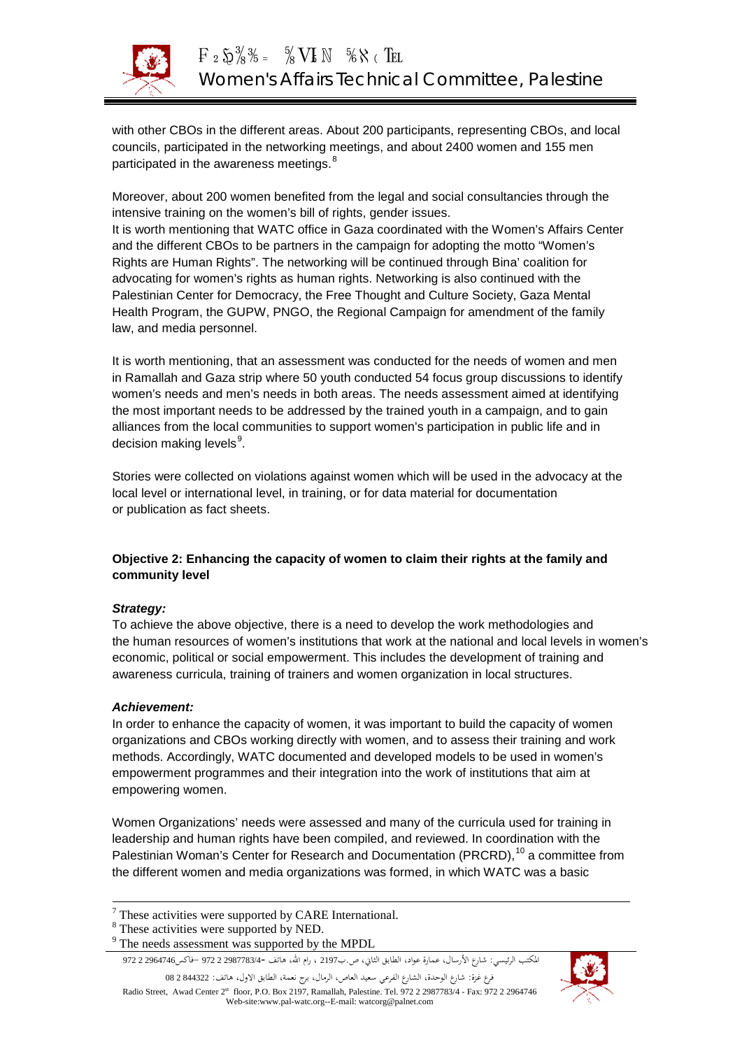with other CBOs in the different areas. About 200 participants, representing CBOs, and local councils, participated in the networking meetings, and about 2400 women and 155 men participated in the awareness meetings.[8]

Moreover, about 200 women benefited from the legal and social consultancies through the intensive training on the women's bill of rights, gender issues.

It is worth mentioning that WATC office in Gaza coordinated with the Women's Affairs Center and the different CBOs to be partners in the campaign for adopting the motto "Women's Rights are Human Rights". The networking will be continued through Bina' coalition for advocating for women's rights as human rights. Networking is also continued with the Palestinian Center for Democracy, the Free Thought and Culture Society, Gaza Mental Health Program, the GUPW, PNGO, the Regional Campaign for amendment of the family law, and media personnel.

It is worth mentioning, that an assessment was conducted for the needs of women and men in Ramallah and Gaza strip where 50 youth conducted 54 focus group discussions to identify women's needs and men's needs in both areas. The needs assessment aimed at identifying the most important needs to be addressed by the trained youth in a campaign, and to gain alliances from the local communities to support women's participation in public life and in decision making levels[9].

Stories were collected on violations against women which will be used in the advocacy at the local level or international level, in training, or for data material for documentation or publication as fact sheets.

**Objective 2: Enhancing the capacity of women to claim their rights at the family and community level**

***Strategy:***

To achieve the above objective, there is a need to develop the work methodologies and the human resources of women's institutions that work at the national and local levels in women's economic, political or social empowerment. This includes the development of training and awareness curricula, training of trainers and women organization in local structures.

***Achievement:***

In order to enhance the capacity of women, it was important to build the capacity of women organizations and CBOs working directly with women, and to assess their training and work methods. Accordingly, WATC documented and developed models to be used in women's empowerment programmes and their integration into the work of institutions that aim at empowering women.

Women Organizations' needs were assessed and many of the curricula used for training in leadership and human rights have been compiled, and reviewed. In coordination with the Palestinian Woman's Center for Research and Documentation (PRCRD),[10] a committee from the different women and media organizations was formed, in which WATC was a basic

---

[7] These activities were supported by CARE International.

[8] These activities were supported by NED.

[9] The needs assessment was supported by the MPDL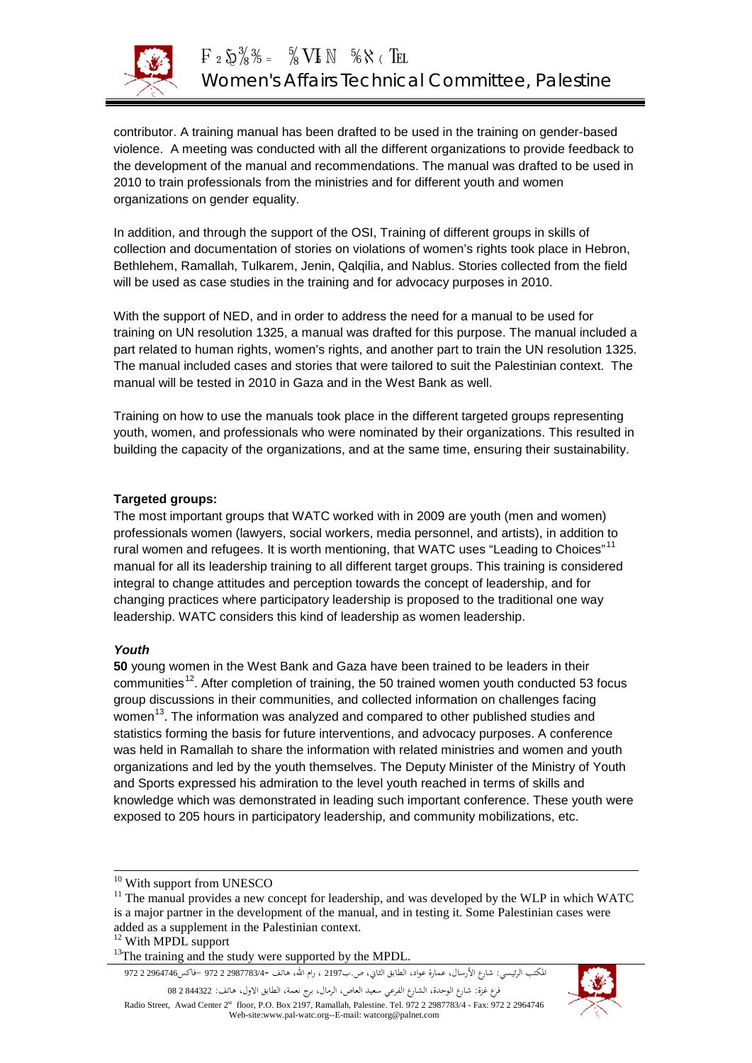contributor. A training manual has been drafted to be used in the training on gender-based violence. A meeting was conducted with all the different organizations to provide feedback to the development of the manual and recommendations. The manual was drafted to be used in 2010 to train professionals from the ministries and for different youth and women organizations on gender equality.

In addition, and through the support of the OSI, Training of different groups in skills of collection and documentation of stories on violations of women's rights took place in Hebron, Bethlehem, Ramallah, Tulkarem, Jenin, Qalqilia, and Nablus. Stories collected from the field will be used as case studies in the training and for advocacy purposes in 2010.

With the support of NED, and in order to address the need for a manual to be used for training on UN resolution 1325, a manual was drafted for this purpose. The manual included a part related to human rights, women's rights, and another part to train the UN resolution 1325. The manual included cases and stories that were tailored to suit the Palestinian context. The manual will be tested in 2010 in Gaza and in the West Bank as well.

Training on how to use the manuals took place in the different targeted groups representing youth, women, and professionals who were nominated by their organizations. This resulted in building the capacity of the organizations, and at the same time, ensuring their sustainability.

**Targeted groups:**

The most important groups that WATC worked with in 2009 are youth (men and women) professionals women (lawyers, social workers, media personnel, and artists), in addition to rural women and refugees. It is worth mentioning, that WATC uses "Leading to Choices"[11] manual for all its leadership training to all different target groups. This training is considered integral to change attitudes and perception towards the concept of leadership, and for changing practices where participatory leadership is proposed to the traditional one way leadership. WATC considers this kind of leadership as women leadership.

***Youth***

**50** young women in the West Bank and Gaza have been trained to be leaders in their communities[12]. After completion of training, the 50 trained women youth conducted 53 focus group discussions in their communities, and collected information on challenges facing women[13]. The information was analyzed and compared to other published studies and statistics forming the basis for future interventions, and advocacy purposes. A conference was held in Ramallah to share the information with related ministries and women and youth organizations and led by the youth themselves. The Deputy Minister of the Ministry of Youth and Sports expressed his admiration to the level youth reached in terms of skills and knowledge which was demonstrated in leading such important conference. These youth were exposed to 205 hours in participatory leadership, and community mobilizations, etc.

---

[10] With support from UNESCO

[11] The manual provides a new concept for leadership, and was developed by the WLP in which WATC is a major partner in the development of the manual, and in testing it. Some Palestinian cases were added as a supplement in the Palestinian context.

[12] With MPDL support

[13] The training and the study were supported by the MPDL.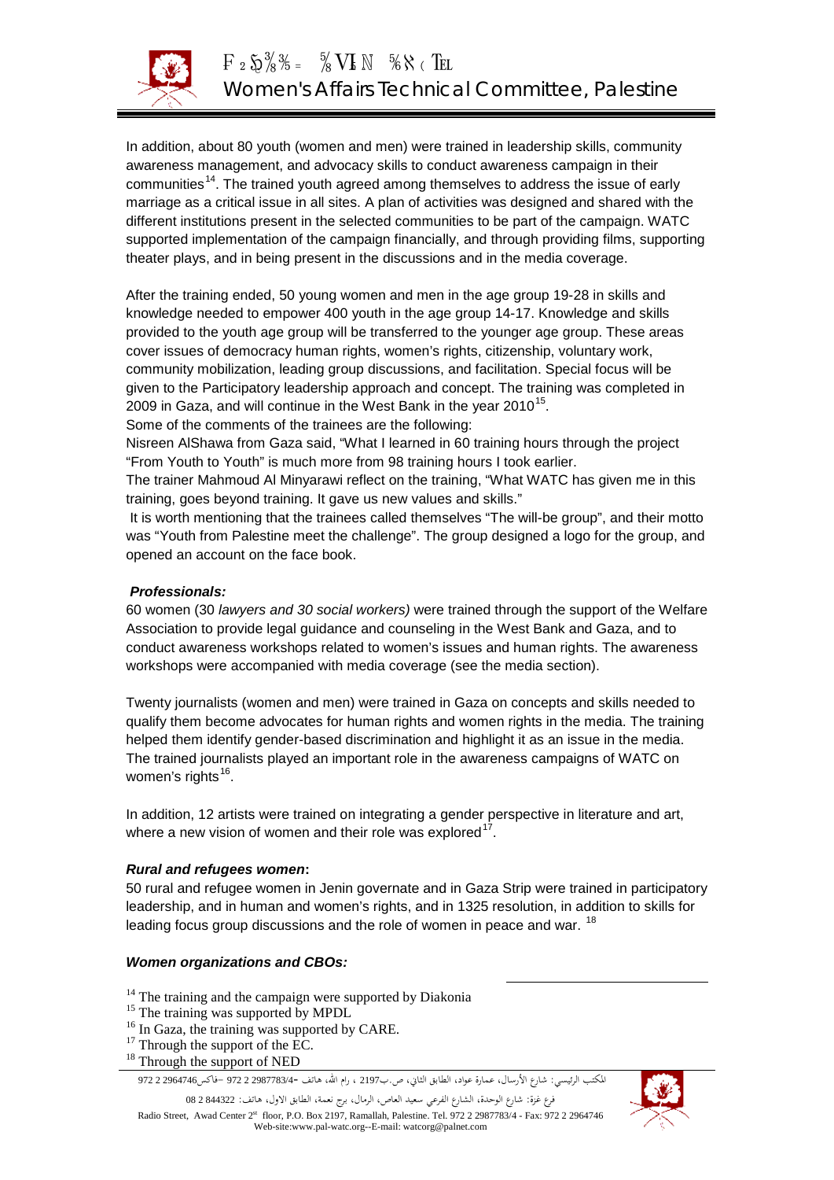In addition, about 80 youth (women and men) were trained in leadership skills, community awareness management, and advocacy skills to conduct awareness campaign in their communities[14]. The trained youth agreed among themselves to address the issue of early marriage as a critical issue in all sites. A plan of activities was designed and shared with the different institutions present in the selected communities to be part of the campaign. WATC supported implementation of the campaign financially, and through providing films, supporting theater plays, and in being present in the discussions and in the media coverage.

After the training ended, 50 young women and men in the age group 19-28 in skills and knowledge needed to empower 400 youth in the age group 14-17. Knowledge and skills provided to the youth age group will be transferred to the younger age group. These areas cover issues of democracy human rights, women's rights, citizenship, voluntary work, community mobilization, leading group discussions, and facilitation. Special focus will be given to the Participatory leadership approach and concept. The training was completed in 2009 in Gaza, and will continue in the West Bank in the year 2010[15].

Some of the comments of the trainees are the following:

Nisreen AlShawa from Gaza said, "What I learned in 60 training hours through the project "From Youth to Youth" is much more from 98 training hours I took earlier.

The trainer Mahmoud Al Minyarawi reflect on the training, "What WATC has given me in this training, goes beyond training. It gave us new values and skills."

It is worth mentioning that the trainees called themselves "The will-be group", and their motto was "Youth from Palestine meet the challenge". The group designed a logo for the group, and opened an account on the face book.

***Professionals:***

60 women (30 *lawyers and 30 social workers)* were trained through the support of the Welfare Association to provide legal guidance and counseling in the West Bank and Gaza, and to conduct awareness workshops related to women's issues and human rights. The awareness workshops were accompanied with media coverage (see the media section).

Twenty journalists (women and men) were trained in Gaza on concepts and skills needed to qualify them become advocates for human rights and women rights in the media. The training helped them identify gender-based discrimination and highlight it as an issue in the media. The trained journalists played an important role in the awareness campaigns of WATC on women's rights[16].

In addition, 12 artists were trained on integrating a gender perspective in literature and art, where a new vision of women and their role was explored[17].

***Rural and refugees women*:**

50 rural and refugee women in Jenin governate and in Gaza Strip were trained in participatory leadership, and in human and women's rights, and in 1325 resolution, in addition to skills for leading focus group discussions and the role of women in peace and war. [18]

***Women organizations and CBOs:***

---

[14] The training and the campaign were supported by Diakonia

[15] The training was supported by MPDL

[16] In Gaza, the training was supported by CARE.

[17] Through the support of the EC.

[18] Through the support of NED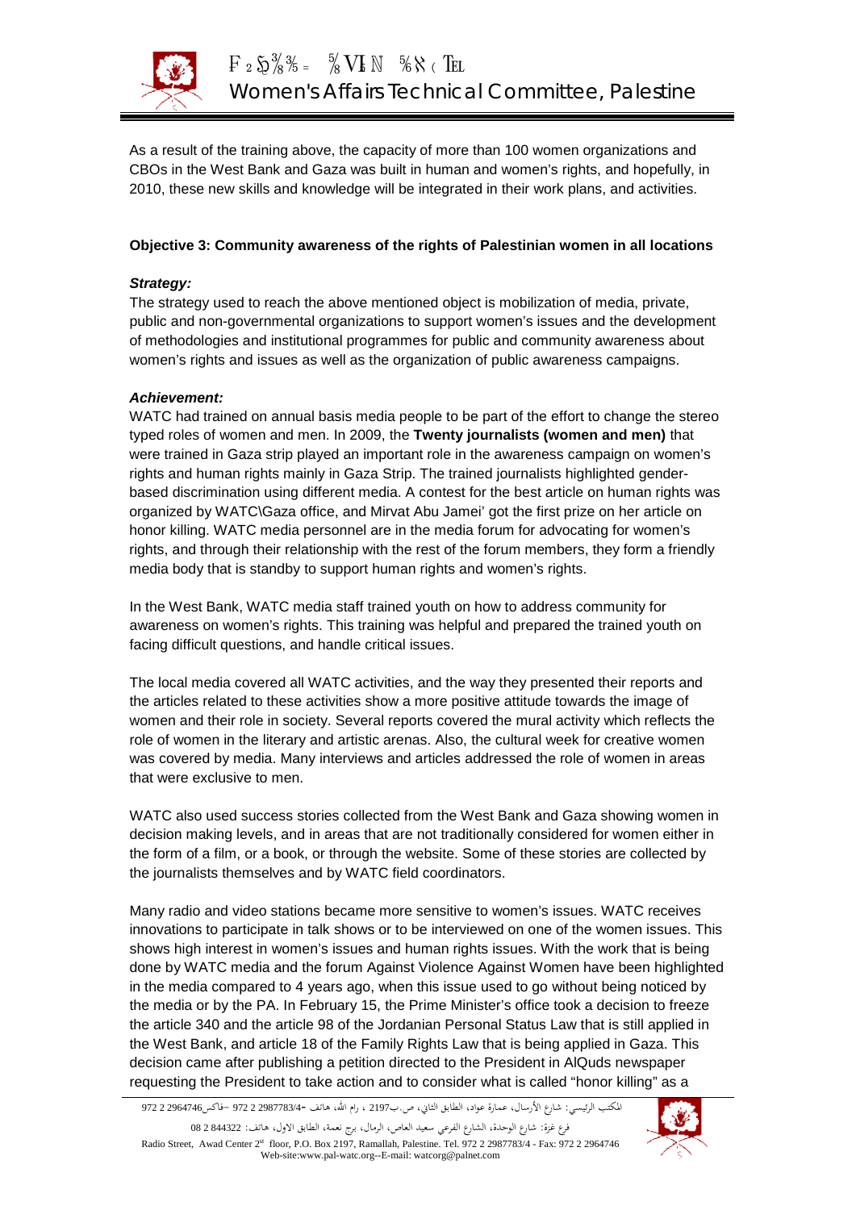As a result of the training above, the capacity of more than 100 women organizations and CBOs in the West Bank and Gaza was built in human and women's rights, and hopefully, in 2010, these new skills and knowledge will be integrated in their work plans, and activities.

**Objective 3: Community awareness of the rights of Palestinian women in all locations**

***Strategy:***

The strategy used to reach the above mentioned object is mobilization of media, private, public and non-governmental organizations to support women's issues and the development of methodologies and institutional programmes for public and community awareness about women's rights and issues as well as the organization of public awareness campaigns.

***Achievement:***

WATC had trained on annual basis media people to be part of the effort to change the stereo typed roles of women and men. In 2009, the **Twenty journalists (women and men)** that were trained in Gaza strip played an important role in the awareness campaign on women's rights and human rights mainly in Gaza Strip. The trained journalists highlighted gender-based discrimination using different media. A contest for the best article on human rights was organized by WATC\Gaza office, and Mirvat Abu Jamei' got the first prize on her article on honor killing. WATC media personnel are in the media forum for advocating for women's rights, and through their relationship with the rest of the forum members, they form a friendly media body that is standby to support human rights and women's rights.

In the West Bank, WATC media staff trained youth on how to address community for awareness on women's rights. This training was helpful and prepared the trained youth on facing difficult questions, and handle critical issues.

The local media covered all WATC activities, and the way they presented their reports and the articles related to these activities show a more positive attitude towards the image of women and their role in society. Several reports covered the mural activity which reflects the role of women in the literary and artistic arenas. Also, the cultural week for creative women was covered by media. Many interviews and articles addressed the role of women in areas that were exclusive to men.

WATC also used success stories collected from the West Bank and Gaza showing women in decision making levels, and in areas that are not traditionally considered for women either in the form of a film, or a book, or through the website. Some of these stories are collected by the journalists themselves and by WATC field coordinators.

Many radio and video stations became more sensitive to women's issues. WATC receives innovations to participate in talk shows or to be interviewed on one of the women issues. This shows high interest in women's issues and human rights issues. With the work that is being done by WATC media and the forum Against Violence Against Women have been highlighted in the media compared to 4 years ago, when this issue used to go without being noticed by the media or by the PA. In February 15, the Prime Minister's office took a decision to freeze the article 340 and the article 98 of the Jordanian Personal Status Law that is still applied in the West Bank, and article 18 of the Family Rights Law that is being applied in Gaza. This decision came after publishing a petition directed to the President in AlQuds newspaper requesting the President to take action and to consider what is called "honor killing" as a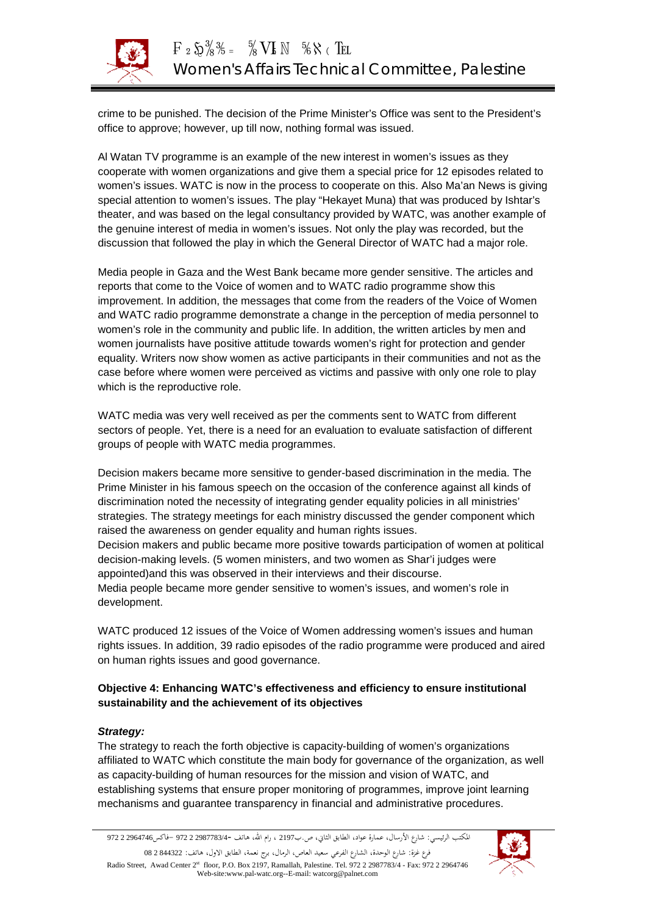crime to be punished. The decision of the Prime Minister's Office was sent to the President's office to approve; however, up till now, nothing formal was issued.

Al Watan TV programme is an example of the new interest in women's issues as they cooperate with women organizations and give them a special price for 12 episodes related to women's issues. WATC is now in the process to cooperate on this. Also Ma'an News is giving special attention to women's issues. The play "Hekayet Muna) that was produced by Ishtar's theater, and was based on the legal consultancy provided by WATC, was another example of the genuine interest of media in women's issues. Not only the play was recorded, but the discussion that followed the play in which the General Director of WATC had a major role.

Media people in Gaza and the West Bank became more gender sensitive. The articles and reports that come to the Voice of women and to WATC radio programme show this improvement. In addition, the messages that come from the readers of the Voice of Women and WATC radio programme demonstrate a change in the perception of media personnel to women's role in the community and public life. In addition, the written articles by men and women journalists have positive attitude towards women's right for protection and gender equality. Writers now show women as active participants in their communities and not as the case before where women were perceived as victims and passive with only one role to play which is the reproductive role.

WATC media was very well received as per the comments sent to WATC from different sectors of people. Yet, there is a need for an evaluation to evaluate satisfaction of different groups of people with WATC media programmes.

Decision makers became more sensitive to gender-based discrimination in the media. The Prime Minister in his famous speech on the occasion of the conference against all kinds of discrimination noted the necessity of integrating gender equality policies in all ministries' strategies. The strategy meetings for each ministry discussed the gender component which raised the awareness on gender equality and human rights issues.
Decision makers and public became more positive towards participation of women at political decision-making levels. (5 women ministers, and two women as Shar'i judges were appointed)and this was observed in their interviews and their discourse.
Media people became more gender sensitive to women's issues, and women's role in development.

WATC produced 12 issues of the Voice of Women addressing women's issues and human rights issues. In addition, 39 radio episodes of the radio programme were produced and aired on human rights issues and good governance.

**Objective 4: Enhancing WATC's effectiveness and efficiency to ensure institutional sustainability and the achievement of its objectives**

***Strategy:***

The strategy to reach the forth objective is capacity-building of women's organizations affiliated to WATC which constitute the main body for governance of the organization, as well as capacity-building of human resources for the mission and vision of WATC, and establishing systems that ensure proper monitoring of programmes, improve joint learning mechanisms and guarantee transparency in financial and administrative procedures.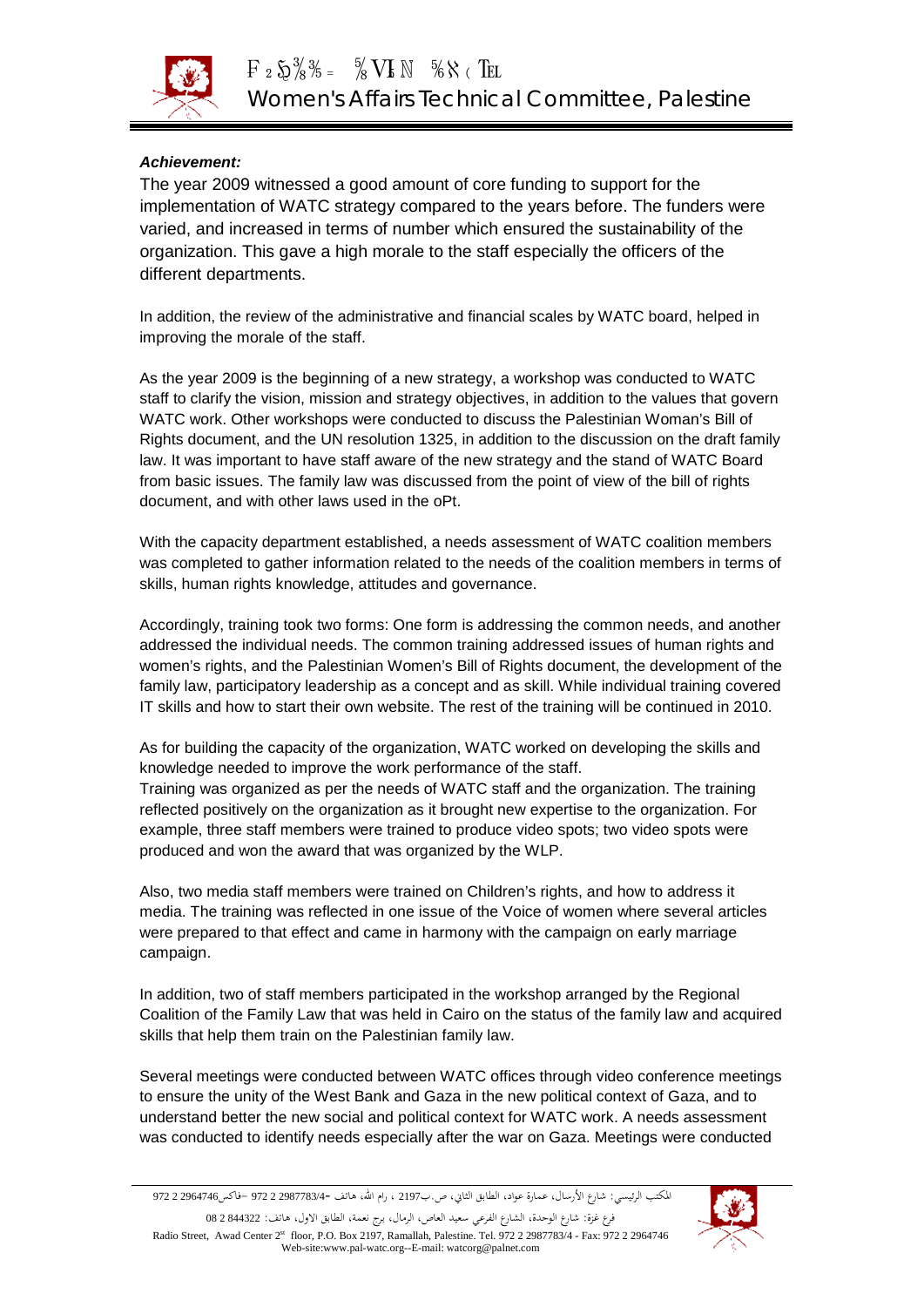***Achievement:***

The year 2009 witnessed a good amount of core funding to support for the implementation of WATC strategy compared to the years before. The funders were varied, and increased in terms of number which ensured the sustainability of the organization. This gave a high morale to the staff especially the officers of the different departments.

In addition, the review of the administrative and financial scales by WATC board, helped in improving the morale of the staff.

As the year 2009 is the beginning of a new strategy, a workshop was conducted to WATC staff to clarify the vision, mission and strategy objectives, in addition to the values that govern WATC work. Other workshops were conducted to discuss the Palestinian Woman's Bill of Rights document, and the UN resolution 1325, in addition to the discussion on the draft family law. It was important to have staff aware of the new strategy and the stand of WATC Board from basic issues. The family law was discussed from the point of view of the bill of rights document, and with other laws used in the oPt.

With the capacity department established, a needs assessment of WATC coalition members was completed to gather information related to the needs of the coalition members in terms of skills, human rights knowledge, attitudes and governance.

Accordingly, training took two forms: One form is addressing the common needs, and another addressed the individual needs. The common training addressed issues of human rights and women's rights, and the Palestinian Women's Bill of Rights document, the development of the family law, participatory leadership as a concept and as skill. While individual training covered IT skills and how to start their own website. The rest of the training will be continued in 2010.

As for building the capacity of the organization, WATC worked on developing the skills and knowledge needed to improve the work performance of the staff.
Training was organized as per the needs of WATC staff and the organization. The training reflected positively on the organization as it brought new expertise to the organization. For example, three staff members were trained to produce video spots; two video spots were produced and won the award that was organized by the WLP.

Also, two media staff members were trained on Children's rights, and how to address it media. The training was reflected in one issue of the Voice of women where several articles were prepared to that effect and came in harmony with the campaign on early marriage campaign.

In addition, two of staff members participated in the workshop arranged by the Regional Coalition of the Family Law that was held in Cairo on the status of the family law and acquired skills that help them train on the Palestinian family law.

Several meetings were conducted between WATC offices through video conference meetings to ensure the unity of the West Bank and Gaza in the new political context of Gaza, and to understand better the new social and political context for WATC work. A needs assessment was conducted to identify needs especially after the war on Gaza. Meetings were conducted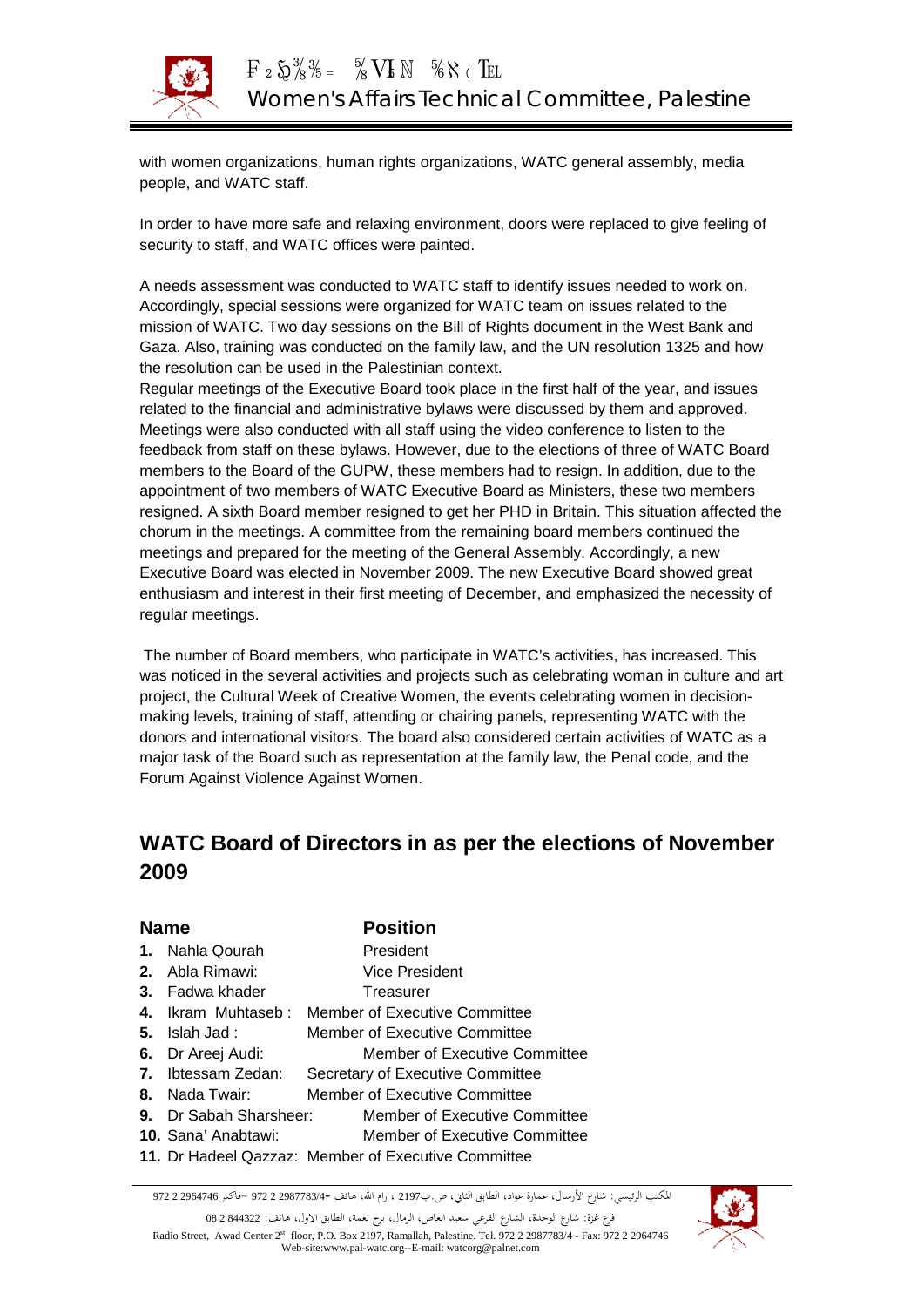with women organizations, human rights organizations, WATC general assembly, media people, and WATC staff.

In order to have more safe and relaxing environment, doors were replaced to give feeling of security to staff, and WATC offices were painted.

A needs assessment was conducted to WATC staff to identify issues needed to work on. Accordingly, special sessions were organized for WATC team on issues related to the mission of WATC. Two day sessions on the Bill of Rights document in the West Bank and Gaza. Also, training was conducted on the family law, and the UN resolution 1325 and how the resolution can be used in the Palestinian context.
Regular meetings of the Executive Board took place in the first half of the year, and issues related to the financial and administrative bylaws were discussed by them and approved. Meetings were also conducted with all staff using the video conference to listen to the feedback from staff on these bylaws. However, due to the elections of three of WATC Board members to the Board of the GUPW, these members had to resign. In addition, due to the appointment of two members of WATC Executive Board as Ministers, these two members resigned. A sixth Board member resigned to get her PHD in Britain. This situation affected the chorum in the meetings. A committee from the remaining board members continued the meetings and prepared for the meeting of the General Assembly. Accordingly, a new Executive Board was elected in November 2009. The new Executive Board showed great enthusiasm and interest in their first meeting of December, and emphasized the necessity of regular meetings.

The number of Board members, who participate in WATC's activities, has increased. This was noticed in the several activities and projects such as celebrating woman in culture and art project, the Cultural Week of Creative Women, the events celebrating women in decision-making levels, training of staff, attending or chairing panels, representing WATC with the donors and international visitors. The board also considered certain activities of WATC as a major task of the Board such as representation at the family law, the Penal code, and the Forum Against Violence Against Women.

## WATC Board of Directors in as per the elections of November 2009

| Name | Position |
|---|---|
| **1.** Nahla Qourah | President |
| **2.** Abla Rimawi: | Vice President |
| **3.** Fadwa khader | Treasurer |
| **4.** Ikram Muhtaseb : | Member of Executive Committee |
| **5.** Islah Jad : | Member of Executive Committee |
| **6.** Dr Areej Audi: | Member of Executive Committee |
| **7.** Ibtessam Zedan: | Secretary of Executive Committee |
| **8.** Nada Twair: | Member of Executive Committee |
| **9.** Dr Sabah Sharsheer: | Member of Executive Committee |
| **10.** Sana' Anabtawi: | Member of Executive Committee |
| **11.** Dr Hadeel Qazzaz: | Member of Executive Committee |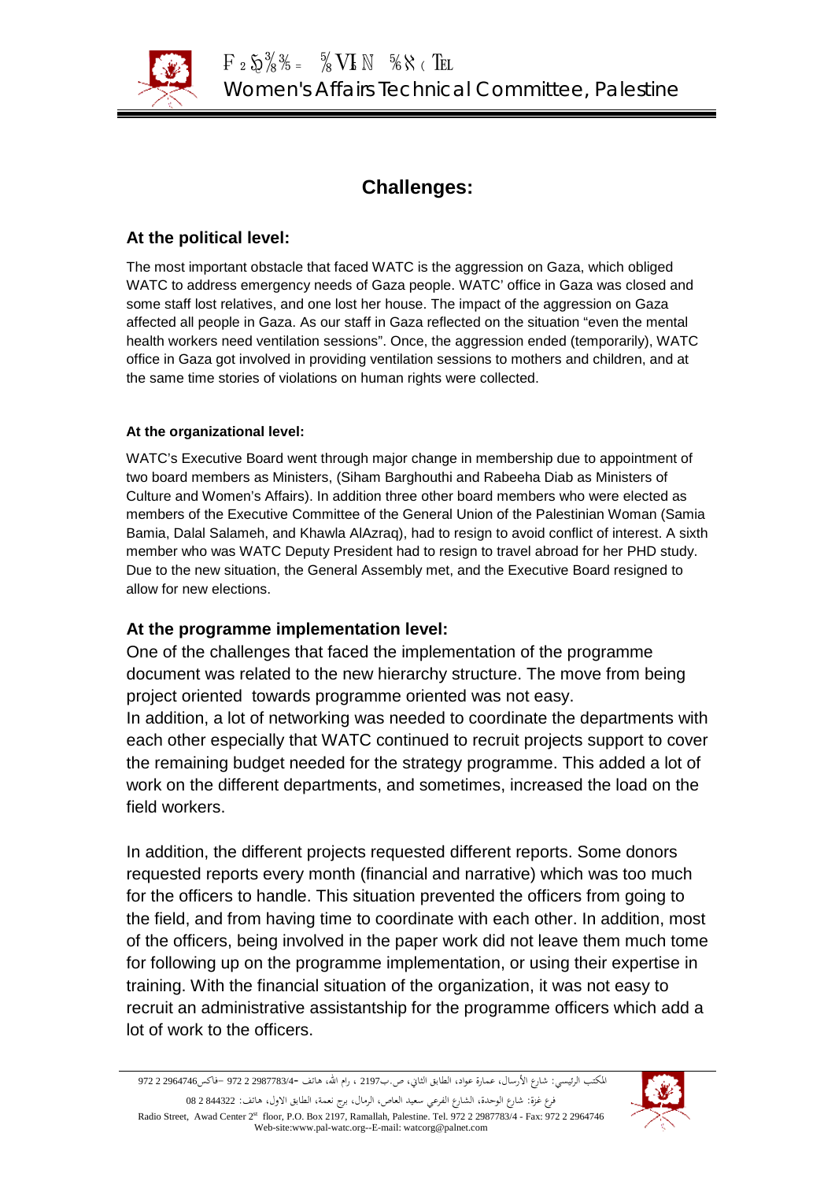## Challenges:

### At the political level:

The most important obstacle that faced WATC is the aggression on Gaza, which obliged WATC to address emergency needs of Gaza people. WATC' office in Gaza was closed and some staff lost relatives, and one lost her house. The impact of the aggression on Gaza affected all people in Gaza. As our staff in Gaza reflected on the situation "even the mental health workers need ventilation sessions". Once, the aggression ended (temporarily), WATC office in Gaza got involved in providing ventilation sessions to mothers and children, and at the same time stories of violations on human rights were collected.

#### At the organizational level:

WATC's Executive Board went through major change in membership due to appointment of two board members as Ministers, (Siham Barghouthi and Rabeeha Diab as Ministers of Culture and Women's Affairs). In addition three other board members who were elected as members of the Executive Committee of the General Union of the Palestinian Woman (Samia Bamia, Dalal Salameh, and Khawla AlAzraq), had to resign to avoid conflict of interest. A sixth member who was WATC Deputy President had to resign to travel abroad for her PHD study. Due to the new situation, the General Assembly met, and the Executive Board resigned to allow for new elections.

### At the programme implementation level:

One of the challenges that faced the implementation of the programme document was related to the new hierarchy structure. The move from being project oriented towards programme oriented was not easy.
In addition, a lot of networking was needed to coordinate the departments with each other especially that WATC continued to recruit projects support to cover the remaining budget needed for the strategy programme. This added a lot of work on the different departments, and sometimes, increased the load on the field workers.

In addition, the different projects requested different reports. Some donors requested reports every month (financial and narrative) which was too much for the officers to handle. This situation prevented the officers from going to the field, and from having time to coordinate with each other. In addition, most of the officers, being involved in the paper work did not leave them much tome for following up on the programme implementation, or using their expertise in training. With the financial situation of the organization, it was not easy to recruit an administrative assistantship for the programme officers which add a lot of work to the officers.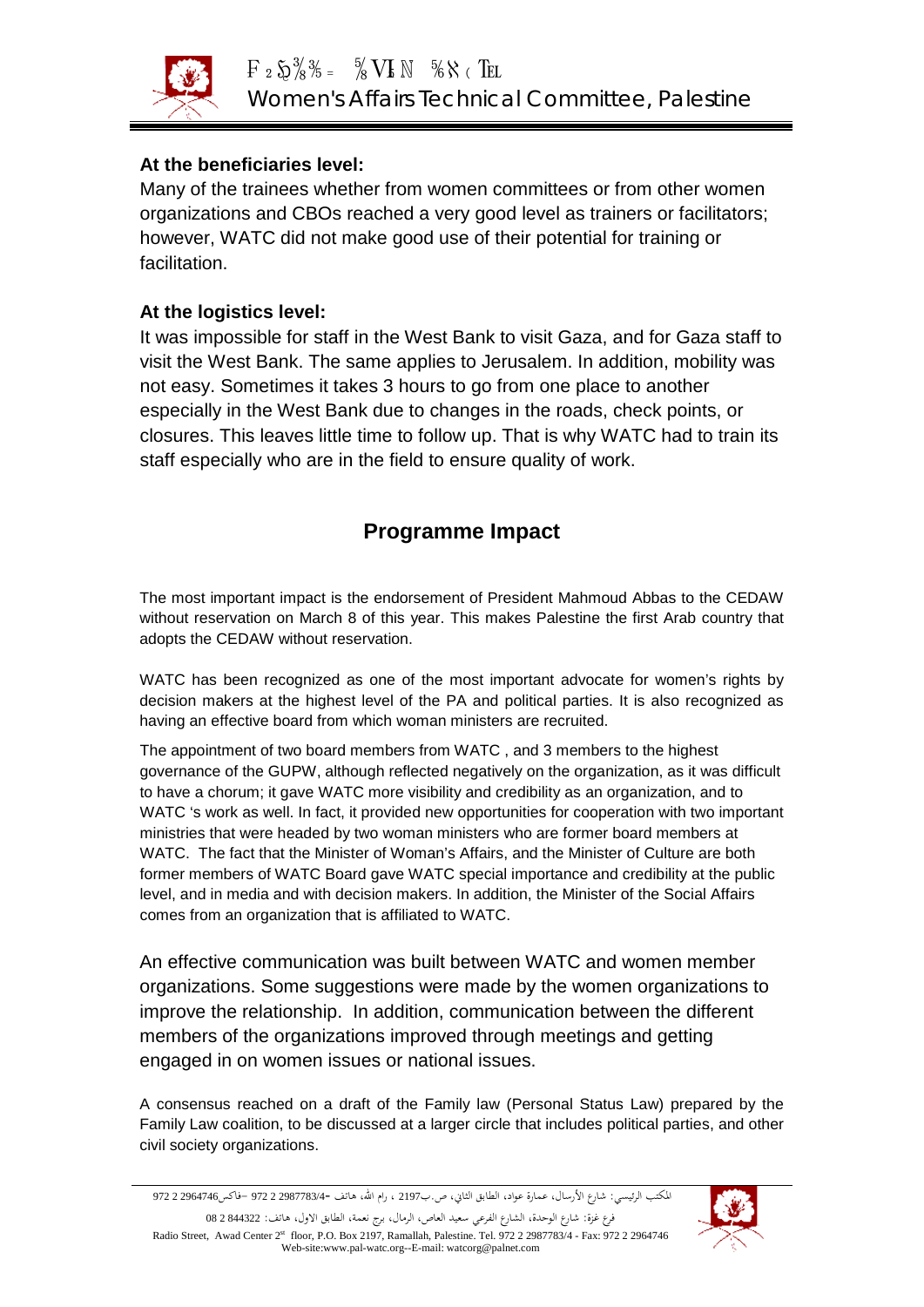**At the beneficiaries level:**

Many of the trainees whether from women committees or from other women organizations and CBOs reached a very good level as trainers or facilitators; however, WATC did not make good use of their potential for training or facilitation.

**At the logistics level:**

It was impossible for staff in the West Bank to visit Gaza, and for Gaza staff to visit the West Bank. The same applies to Jerusalem. In addition, mobility was not easy. Sometimes it takes 3 hours to go from one place to another especially in the West Bank due to changes in the roads, check points, or closures. This leaves little time to follow up. That is why WATC had to train its staff especially who are in the field to ensure quality of work.

## Programme Impact

The most important impact is the endorsement of President Mahmoud Abbas to the CEDAW without reservation on March 8 of this year. This makes Palestine the first Arab country that adopts the CEDAW without reservation.

WATC has been recognized as one of the most important advocate for women's rights by decision makers at the highest level of the PA and political parties. It is also recognized as having an effective board from which woman ministers are recruited.

The appointment of two board members from WATC , and 3 members to the highest governance of the GUPW, although reflected negatively on the organization, as it was difficult to have a chorum; it gave WATC more visibility and credibility as an organization, and to WATC 's work as well. In fact, it provided new opportunities for cooperation with two important ministries that were headed by two woman ministers who are former board members at WATC. The fact that the Minister of Woman's Affairs, and the Minister of Culture are both former members of WATC Board gave WATC special importance and credibility at the public level, and in media and with decision makers. In addition, the Minister of the Social Affairs comes from an organization that is affiliated to WATC.

An effective communication was built between WATC and women member organizations. Some suggestions were made by the women organizations to improve the relationship. In addition, communication between the different members of the organizations improved through meetings and getting engaged in on women issues or national issues.

A consensus reached on a draft of the Family law (Personal Status Law) prepared by the Family Law coalition, to be discussed at a larger circle that includes political parties, and other civil society organizations.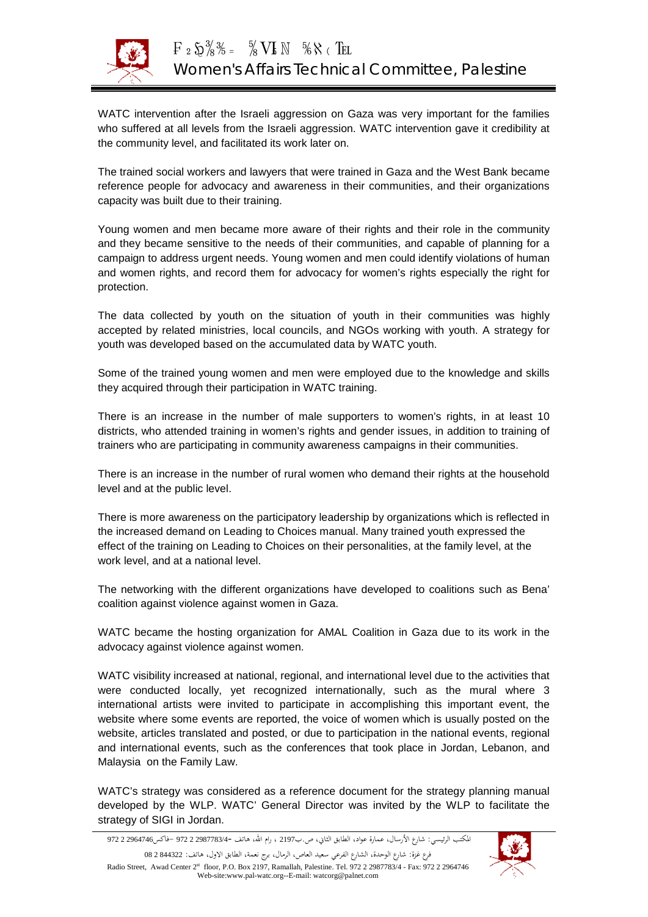WATC intervention after the Israeli aggression on Gaza was very important for the families who suffered at all levels from the Israeli aggression. WATC intervention gave it credibility at the community level, and facilitated its work later on.

The trained social workers and lawyers that were trained in Gaza and the West Bank became reference people for advocacy and awareness in their communities, and their organizations capacity was built due to their training.

Young women and men became more aware of their rights and their role in the community and they became sensitive to the needs of their communities, and capable of planning for a campaign to address urgent needs. Young women and men could identify violations of human and women rights, and record them for advocacy for women's rights especially the right for protection.

The data collected by youth on the situation of youth in their communities was highly accepted by related ministries, local councils, and NGOs working with youth. A strategy for youth was developed based on the accumulated data by WATC youth.

Some of the trained young women and men were employed due to the knowledge and skills they acquired through their participation in WATC training.

There is an increase in the number of male supporters to women's rights, in at least 10 districts, who attended training in women's rights and gender issues, in addition to training of trainers who are participating in community awareness campaigns in their communities.

There is an increase in the number of rural women who demand their rights at the household level and at the public level.

There is more awareness on the participatory leadership by organizations which is reflected in the increased demand on Leading to Choices manual. Many trained youth expressed the effect of the training on Leading to Choices on their personalities, at the family level, at the work level, and at a national level.

The networking with the different organizations have developed to coalitions such as Bena' coalition against violence against women in Gaza.

WATC became the hosting organization for AMAL Coalition in Gaza due to its work in the advocacy against violence against women.

WATC visibility increased at national, regional, and international level due to the activities that were conducted locally, yet recognized internationally, such as the mural where 3 international artists were invited to participate in accomplishing this important event, the website where some events are reported, the voice of women which is usually posted on the website, articles translated and posted, or due to participation in the national events, regional and international events, such as the conferences that took place in Jordan, Lebanon, and Malaysia on the Family Law.

WATC's strategy was considered as a reference document for the strategy planning manual developed by the WLP. WATC' General Director was invited by the WLP to facilitate the strategy of SIGI in Jordan.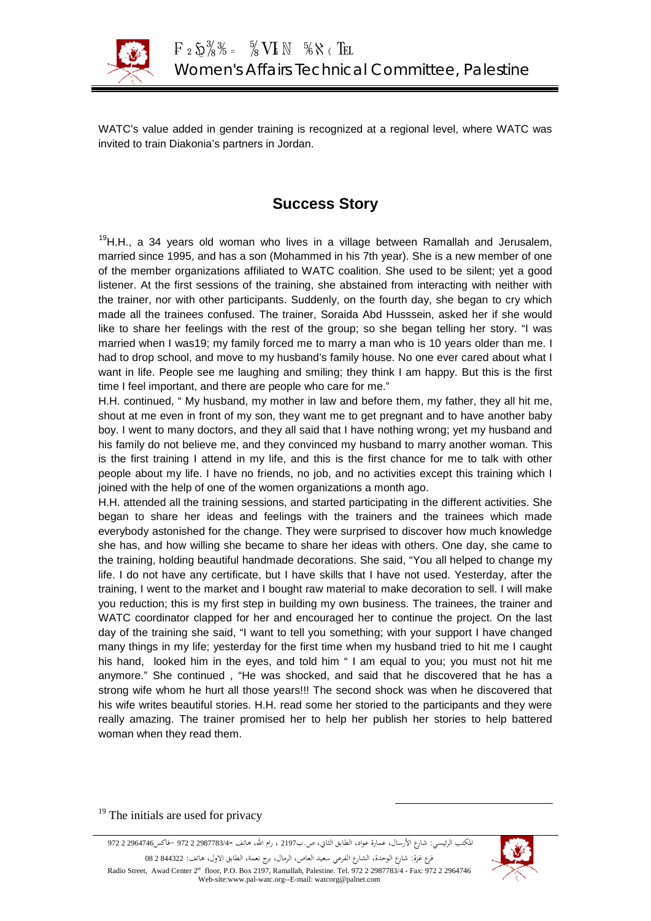WATC's value added in gender training is recognized at a regional level, where WATC was invited to train Diakonia's partners in Jordan.

## Success Story

[19]H.H., a 34 years old woman who lives in a village between Ramallah and Jerusalem, married since 1995, and has a son (Mohammed in his 7th year). She is a new member of one of the member organizations affiliated to WATC coalition. She used to be silent; yet a good listener. At the first sessions of the training, she abstained from interacting with neither with the trainer, nor with other participants. Suddenly, on the fourth day, she began to cry which made all the trainees confused. The trainer, Soraida Abd Husssein, asked her if she would like to share her feelings with the rest of the group; so she began telling her story. "I was married when I was19; my family forced me to marry a man who is 10 years older than me. I had to drop school, and move to my husband's family house. No one ever cared about what I want in life. People see me laughing and smiling; they think I am happy. But this is the first time I feel important, and there are people who care for me."

H.H. continued, " My husband, my mother in law and before them, my father, they all hit me, shout at me even in front of my son, they want me to get pregnant and to have another baby boy. I went to many doctors, and they all said that I have nothing wrong; yet my husband and his family do not believe me, and they convinced my husband to marry another woman. This is the first training I attend in my life, and this is the first chance for me to talk with other people about my life. I have no friends, no job, and no activities except this training which I joined with the help of one of the women organizations a month ago.

H.H. attended all the training sessions, and started participating in the different activities. She began to share her ideas and feelings with the trainers and the trainees which made everybody astonished for the change. They were surprised to discover how much knowledge she has, and how willing she became to share her ideas with others. One day, she came to the training, holding beautiful handmade decorations. She said, "You all helped to change my life. I do not have any certificate, but I have skills that I have not used. Yesterday, after the training, I went to the market and I bought raw material to make decoration to sell. I will make you reduction; this is my first step in building my own business. The trainees, the trainer and WATC coordinator clapped for her and encouraged her to continue the project. On the last day of the training she said, "I want to tell you something; with your support I have changed many things in my life; yesterday for the first time when my husband tried to hit me I caught his hand, looked him in the eyes, and told him " I am equal to you; you must not hit me anymore." She continued , "He was shocked, and said that he discovered that he has a strong wife whom he hurt all those years!!! The second shock was when he discovered that his wife writes beautiful stories. H.H. read some her storied to the participants and they were really amazing. The trainer promised her to help her publish her stories to help battered woman when they read them.

[19] The initials are used for privacy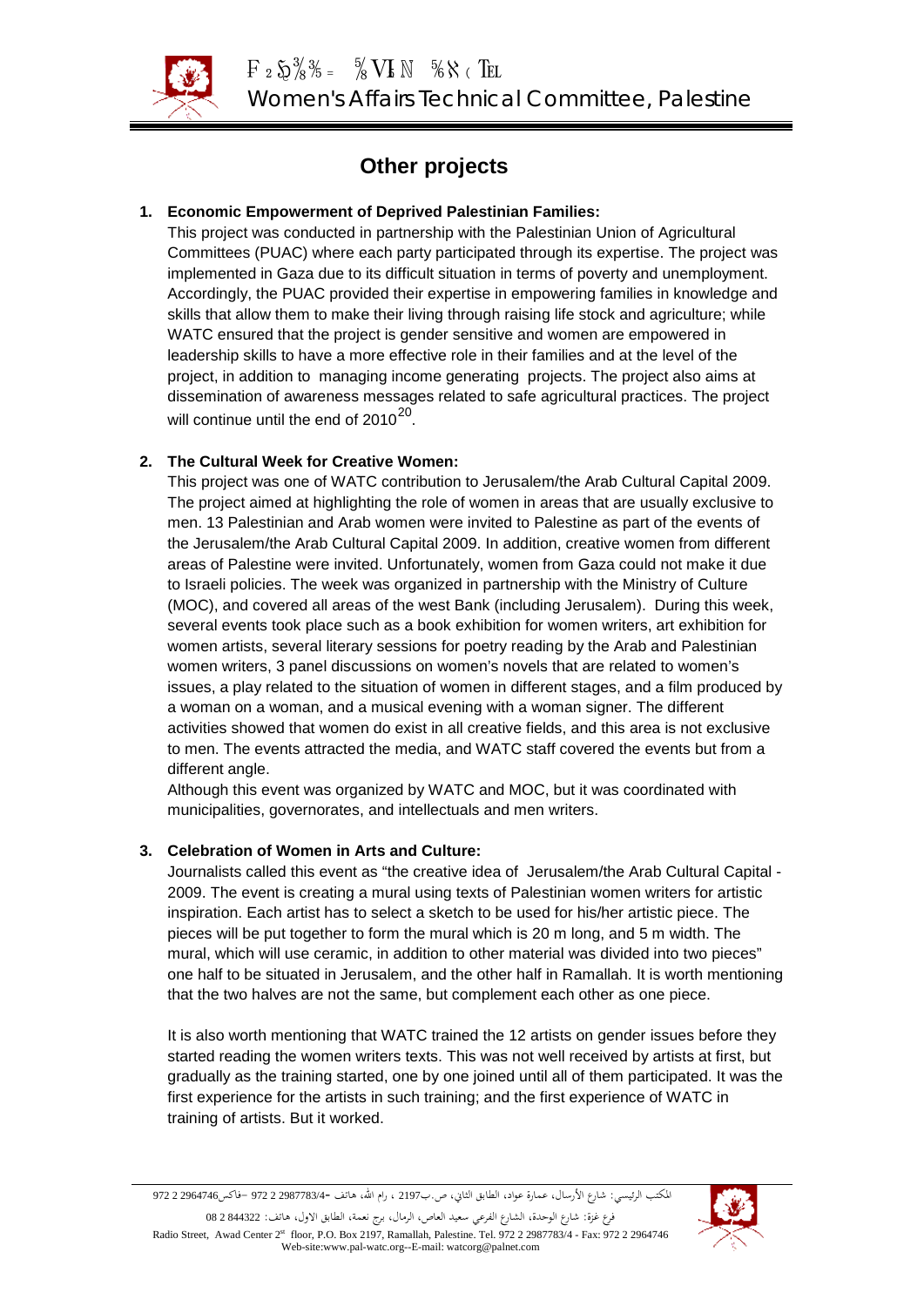# Other projects

1. **Economic Empowerment of Deprived Palestinian Families:**
   This project was conducted in partnership with the Palestinian Union of Agricultural Committees (PUAC) where each party participated through its expertise. The project was implemented in Gaza due to its difficult situation in terms of poverty and unemployment. Accordingly, the PUAC provided their expertise in empowering families in knowledge and skills that allow them to make their living through raising life stock and agriculture; while WATC ensured that the project is gender sensitive and women are empowered in leadership skills to have a more effective role in their families and at the level of the project, in addition to managing income generating projects. The project also aims at dissemination of awareness messages related to safe agricultural practices. The project will continue until the end of 2010[20].

2. **The Cultural Week for Creative Women:**
   This project was one of WATC contribution to Jerusalem/the Arab Cultural Capital 2009. The project aimed at highlighting the role of women in areas that are usually exclusive to men. 13 Palestinian and Arab women were invited to Palestine as part of the events of the Jerusalem/the Arab Cultural Capital 2009. In addition, creative women from different areas of Palestine were invited. Unfortunately, women from Gaza could not make it due to Israeli policies. The week was organized in partnership with the Ministry of Culture (MOC), and covered all areas of the west Bank (including Jerusalem). During this week, several events took place such as a book exhibition for women writers, art exhibition for women artists, several literary sessions for poetry reading by the Arab and Palestinian women writers, 3 panel discussions on women's novels that are related to women's issues, a play related to the situation of women in different stages, and a film produced by a woman on a woman, and a musical evening with a woman signer. The different activities showed that women do exist in all creative fields, and this area is not exclusive to men. The events attracted the media, and WATC staff covered the events but from a different angle.
   Although this event was organized by WATC and MOC, but it was coordinated with municipalities, governorates, and intellectuals and men writers.

3. **Celebration of Women in Arts and Culture:**
   Journalists called this event as "the creative idea of Jerusalem/the Arab Cultural Capital - 2009. The event is creating a mural using texts of Palestinian women writers for artistic inspiration. Each artist has to select a sketch to be used for his/her artistic piece. The pieces will be put together to form the mural which is 20 m long, and 5 m width. The mural, which will use ceramic, in addition to other material was divided into two pieces" one half to be situated in Jerusalem, and the other half in Ramallah. It is worth mentioning that the two halves are not the same, but complement each other as one piece.

   It is also worth mentioning that WATC trained the 12 artists on gender issues before they started reading the women writers texts. This was not well received by artists at first, but gradually as the training started, one by one joined until all of them participated. It was the first experience for the artists in such training; and the first experience of WATC in training of artists. But it worked.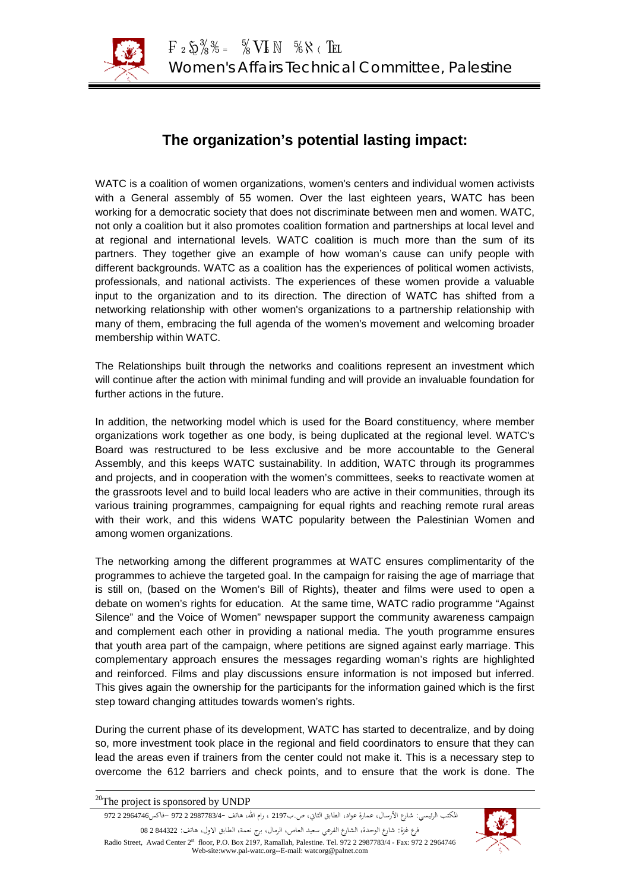## The organization's potential lasting impact:

WATC is a coalition of women organizations, women's centers and individual women activists with a General assembly of 55 women. Over the last eighteen years, WATC has been working for a democratic society that does not discriminate between men and women. WATC, not only a coalition but it also promotes coalition formation and partnerships at local level and at regional and international levels. WATC coalition is much more than the sum of its partners. They together give an example of how woman's cause can unify people with different backgrounds. WATC as a coalition has the experiences of political women activists, professionals, and national activists. The experiences of these women provide a valuable input to the organization and to its direction. The direction of WATC has shifted from a networking relationship with other women's organizations to a partnership relationship with many of them, embracing the full agenda of the women's movement and welcoming broader membership within WATC.

The Relationships built through the networks and coalitions represent an investment which will continue after the action with minimal funding and will provide an invaluable foundation for further actions in the future.

In addition, the networking model which is used for the Board constituency, where member organizations work together as one body, is being duplicated at the regional level. WATC's Board was restructured to be less exclusive and be more accountable to the General Assembly, and this keeps WATC sustainability. In addition, WATC through its programmes and projects, and in cooperation with the women's committees, seeks to reactivate women at the grassroots level and to build local leaders who are active in their communities, through its various training programmes, campaigning for equal rights and reaching remote rural areas with their work, and this widens WATC popularity between the Palestinian Women and among women organizations.

The networking among the different programmes at WATC ensures complimentarity of the programmes to achieve the targeted goal. In the campaign for raising the age of marriage that is still on, (based on the Women's Bill of Rights), theater and films were used to open a debate on women's rights for education. At the same time, WATC radio programme "Against Silence" and the Voice of Women" newspaper support the community awareness campaign and complement each other in providing a national media. The youth programme ensures that youth area part of the campaign, where petitions are signed against early marriage. This complementary approach ensures the messages regarding woman's rights are highlighted and reinforced. Films and play discussions ensure information is not imposed but inferred. This gives again the ownership for the participants for the information gained which is the first step toward changing attitudes towards women's rights.

During the current phase of its development, WATC has started to decentralize, and by doing so, more investment took place in the regional and field coordinators to ensure that they can lead the areas even if trainers from the center could not make it. This is a necessary step to overcome the 612 barriers and check points, and to ensure that the work is done. The

[20]The project is sponsored by UNDP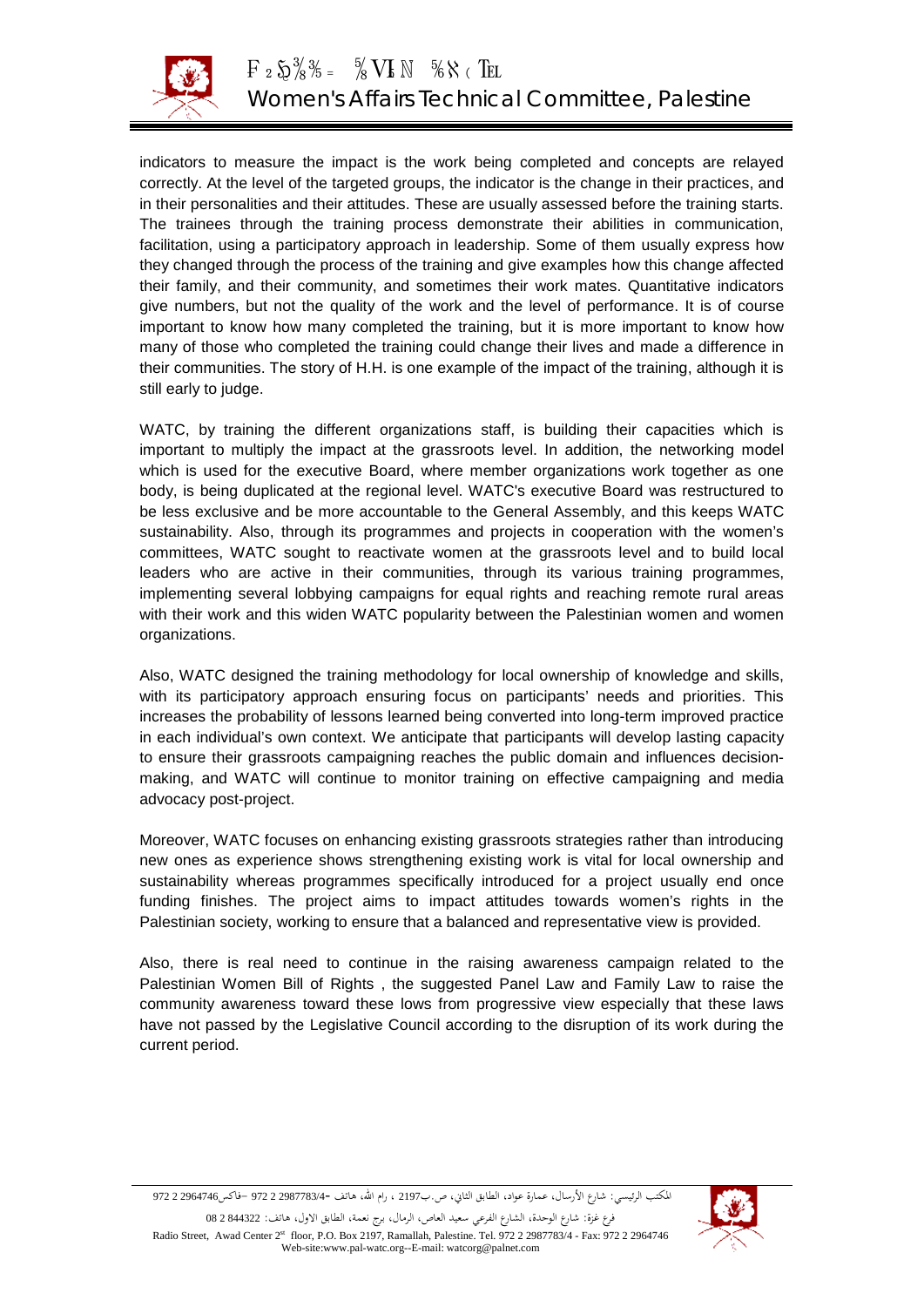indicators to measure the impact is the work being completed and concepts are relayed correctly. At the level of the targeted groups, the indicator is the change in their practices, and in their personalities and their attitudes. These are usually assessed before the training starts. The trainees through the training process demonstrate their abilities in communication, facilitation, using a participatory approach in leadership. Some of them usually express how they changed through the process of the training and give examples how this change affected their family, and their community, and sometimes their work mates. Quantitative indicators give numbers, but not the quality of the work and the level of performance. It is of course important to know how many completed the training, but it is more important to know how many of those who completed the training could change their lives and made a difference in their communities. The story of H.H. is one example of the impact of the training, although it is still early to judge.

WATC, by training the different organizations staff, is building their capacities which is important to multiply the impact at the grassroots level. In addition, the networking model which is used for the executive Board, where member organizations work together as one body, is being duplicated at the regional level. WATC's executive Board was restructured to be less exclusive and be more accountable to the General Assembly, and this keeps WATC sustainability. Also, through its programmes and projects in cooperation with the women's committees, WATC sought to reactivate women at the grassroots level and to build local leaders who are active in their communities, through its various training programmes, implementing several lobbying campaigns for equal rights and reaching remote rural areas with their work and this widen WATC popularity between the Palestinian women and women organizations.

Also, WATC designed the training methodology for local ownership of knowledge and skills, with its participatory approach ensuring focus on participants' needs and priorities. This increases the probability of lessons learned being converted into long-term improved practice in each individual's own context. We anticipate that participants will develop lasting capacity to ensure their grassroots campaigning reaches the public domain and influences decision-making, and WATC will continue to monitor training on effective campaigning and media advocacy post-project.

Moreover, WATC focuses on enhancing existing grassroots strategies rather than introducing new ones as experience shows strengthening existing work is vital for local ownership and sustainability whereas programmes specifically introduced for a project usually end once funding finishes. The project aims to impact attitudes towards women's rights in the Palestinian society, working to ensure that a balanced and representative view is provided.

Also, there is real need to continue in the raising awareness campaign related to the Palestinian Women Bill of Rights , the suggested Panel Law and Family Law to raise the community awareness toward these lows from progressive view especially that these laws have not passed by the Legislative Council according to the disruption of its work during the current period.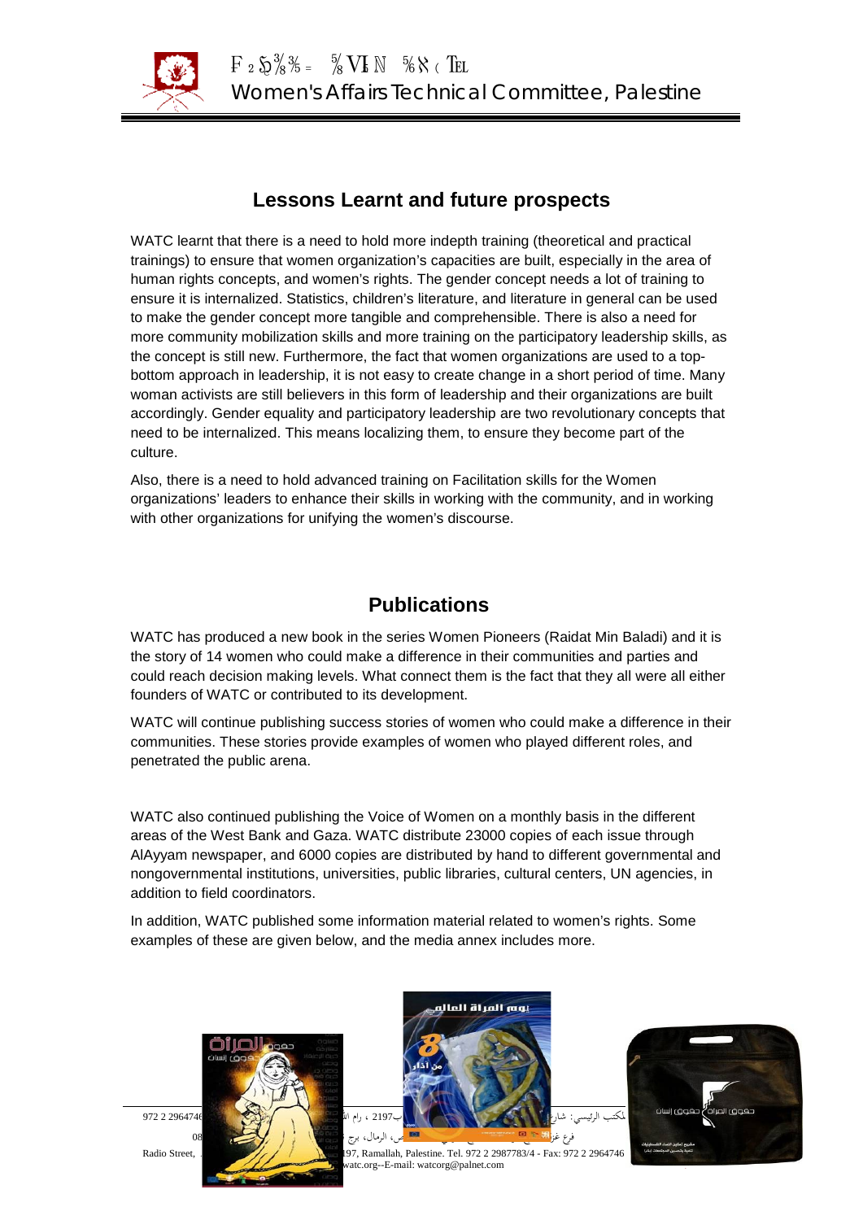## Lessons Learnt and future prospects

WATC learnt that there is a need to hold more indepth training (theoretical and practical trainings) to ensure that women organization's capacities are built, especially in the area of human rights concepts, and women's rights. The gender concept needs a lot of training to ensure it is internalized. Statistics, children's literature, and literature in general can be used to make the gender concept more tangible and comprehensible. There is also a need for more community mobilization skills and more training on the participatory leadership skills, as the concept is still new. Furthermore, the fact that women organizations are used to a top-bottom approach in leadership, it is not easy to create change in a short period of time. Many woman activists are still believers in this form of leadership and their organizations are built accordingly. Gender equality and participatory leadership are two revolutionary concepts that need to be internalized. This means localizing them, to ensure they become part of the culture.

Also, there is a need to hold advanced training on Facilitation skills for the Women organizations' leaders to enhance their skills in working with the community, and in working with other organizations for unifying the women's discourse.

## Publications

WATC has produced a new book in the series Women Pioneers (Raidat Min Baladi) and it is the story of 14 women who could make a difference in their communities and parties and could reach decision making levels. What connect them is the fact that they all were all either founders of WATC or contributed to its development.

WATC will continue publishing success stories of women who could make a difference in their communities. These stories provide examples of women who played different roles, and penetrated the public arena.

WATC also continued publishing the Voice of Women on a monthly basis in the different areas of the West Bank and Gaza. WATC distribute 23000 copies of each issue through AlAyyam newspaper, and 6000 copies are distributed by hand to different governmental and nongovernmental institutions, universities, public libraries, cultural centers, UN agencies, in addition to field coordinators.

In addition, WATC published some information material related to women's rights. Some examples of these are given below, and the media annex includes more.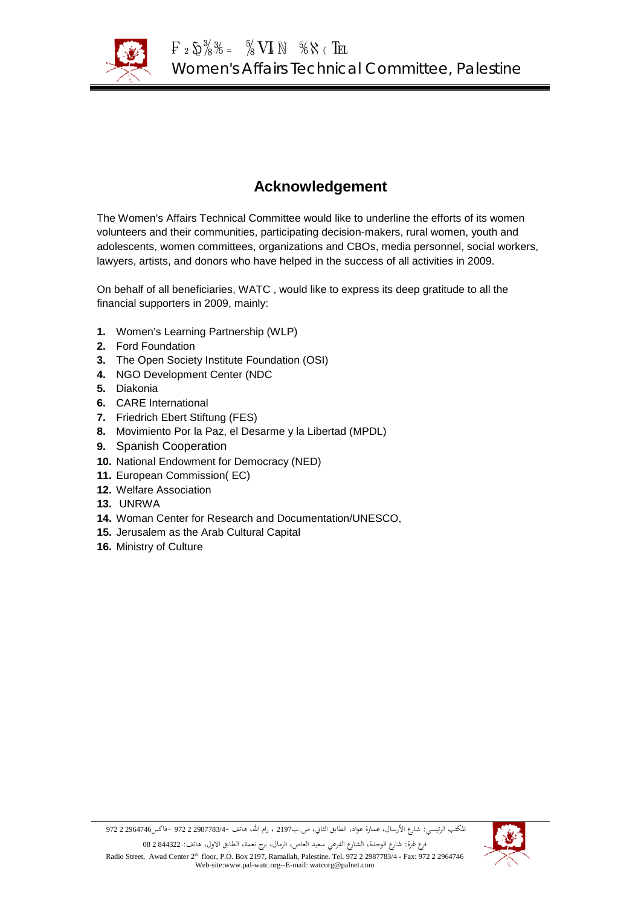## Acknowledgement

The Women's Affairs Technical Committee would like to underline the efforts of its women volunteers and their communities, participating decision-makers, rural women, youth and adolescents, women committees, organizations and CBOs, media personnel, social workers, lawyers, artists, and donors who have helped in the success of all activities in 2009.

On behalf of all beneficiaries, WATC , would like to express its deep gratitude to all the financial supporters in 2009, mainly:

1. Women's Learning Partnership (WLP)
2. Ford Foundation
3. The Open Society Institute Foundation (OSI)
4. NGO Development Center (NDC
5. Diakonia
6. CARE International
7. Friedrich Ebert Stiftung (FES)
8. Movimiento Por la Paz, el Desarme y la Libertad (MPDL)
9. Spanish Cooperation
10. National Endowment for Democracy (NED)
11. European Commission( EC)
12. Welfare Association
13. UNRWA
14. Woman Center for Research and Documentation/UNESCO,
15. Jerusalem as the Arab Cultural Capital
16. Ministry of Culture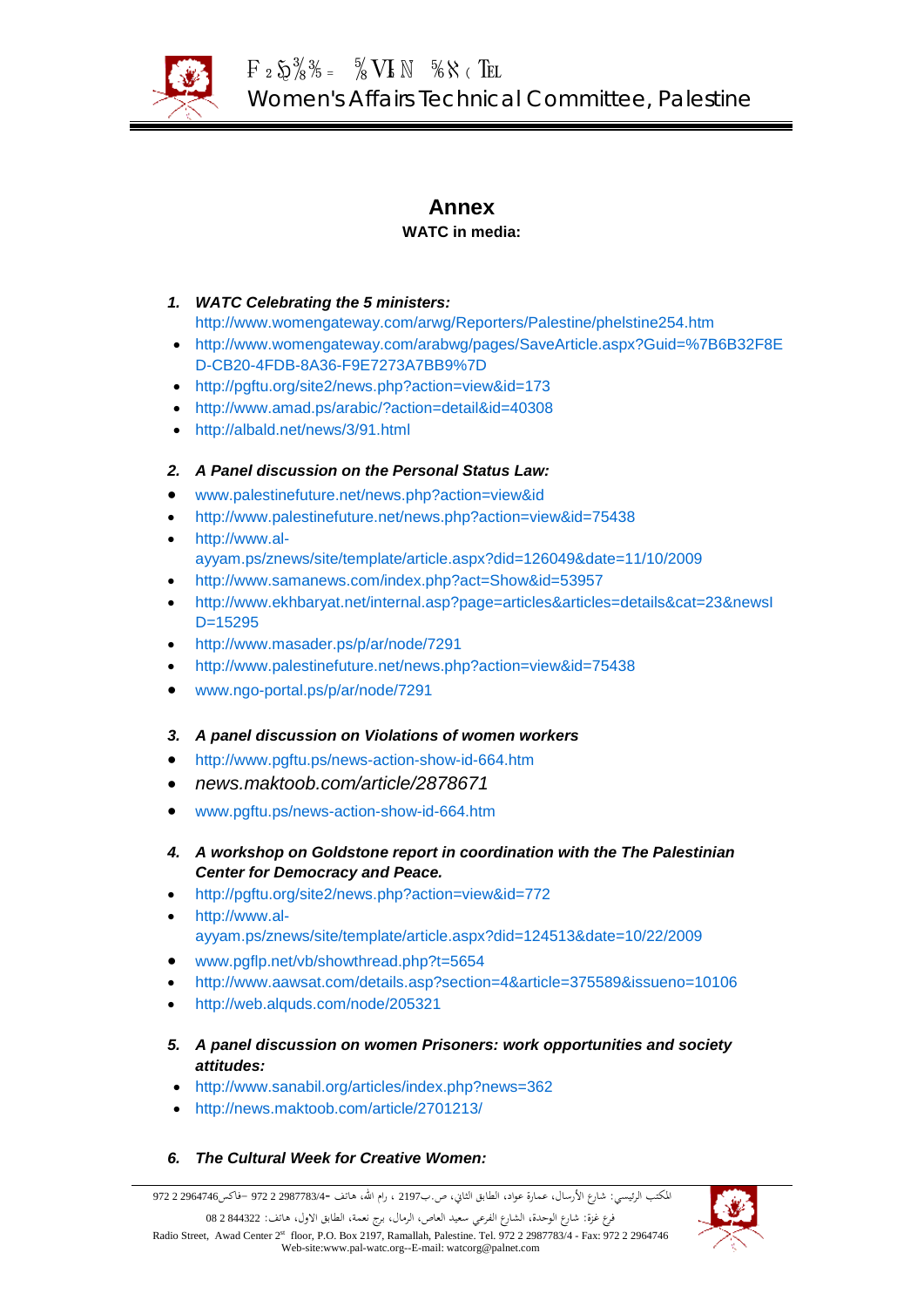# Annex

**WATC in media:**

1. ***WATC Celebrating the 5 ministers:***
   http://www.womengateway.com/arwg/Reporters/Palestine/phelstine254.htm

- http://www.womengateway.com/arabwg/pages/SaveArticle.aspx?Guid=%7B6B32F8ED-CB20-4FDB-8A36-F9E7273A7BB9%7D
- http://pgftu.org/site2/news.php?action=view&id=173
- http://www.amad.ps/arabic/?action=detail&id=40308
- http://albald.net/news/3/91.html

2. ***A Panel discussion on the Personal Status Law:***

- www.palestinefuture.net/news.php?action=view&id
- http://www.palestinefuture.net/news.php?action=view&id=75438
- http://www.al-ayyam.ps/znews/site/template/article.aspx?did=126049&date=11/10/2009
- http://www.samanews.com/index.php?act=Show&id=53957
- http://www.ekhbaryat.net/internal.asp?page=articles&articles=details&cat=23&newsID=15295
- http://www.masader.ps/p/ar/node/7291
- http://www.palestinefuture.net/news.php?action=view&id=75438
- www.ngo-portal.ps/p/ar/node/7291

3. ***A panel discussion on Violations of women workers***

- http://www.pgftu.ps/news-action-show-id-664.htm
- *news.maktoob.com/article/2878671*
- www.pgftu.ps/news-action-show-id-664.htm

4. ***A workshop on Goldstone report in coordination with the The Palestinian Center for Democracy and Peace.***

- http://pgftu.org/site2/news.php?action=view&id=772
- http://www.al-ayyam.ps/znews/site/template/article.aspx?did=124513&date=10/22/2009
- www.pgflp.net/vb/showthread.php?t=5654
- http://www.aawsat.com/details.asp?section=4&article=375589&issueno=10106
- http://web.alquds.com/node/205321

5. ***A panel discussion on women Prisoners: work opportunities and society attitudes:***

- http://www.sanabil.org/articles/index.php?news=362
- http://news.maktoob.com/article/2701213/

6. ***The Cultural Week for Creative Women:***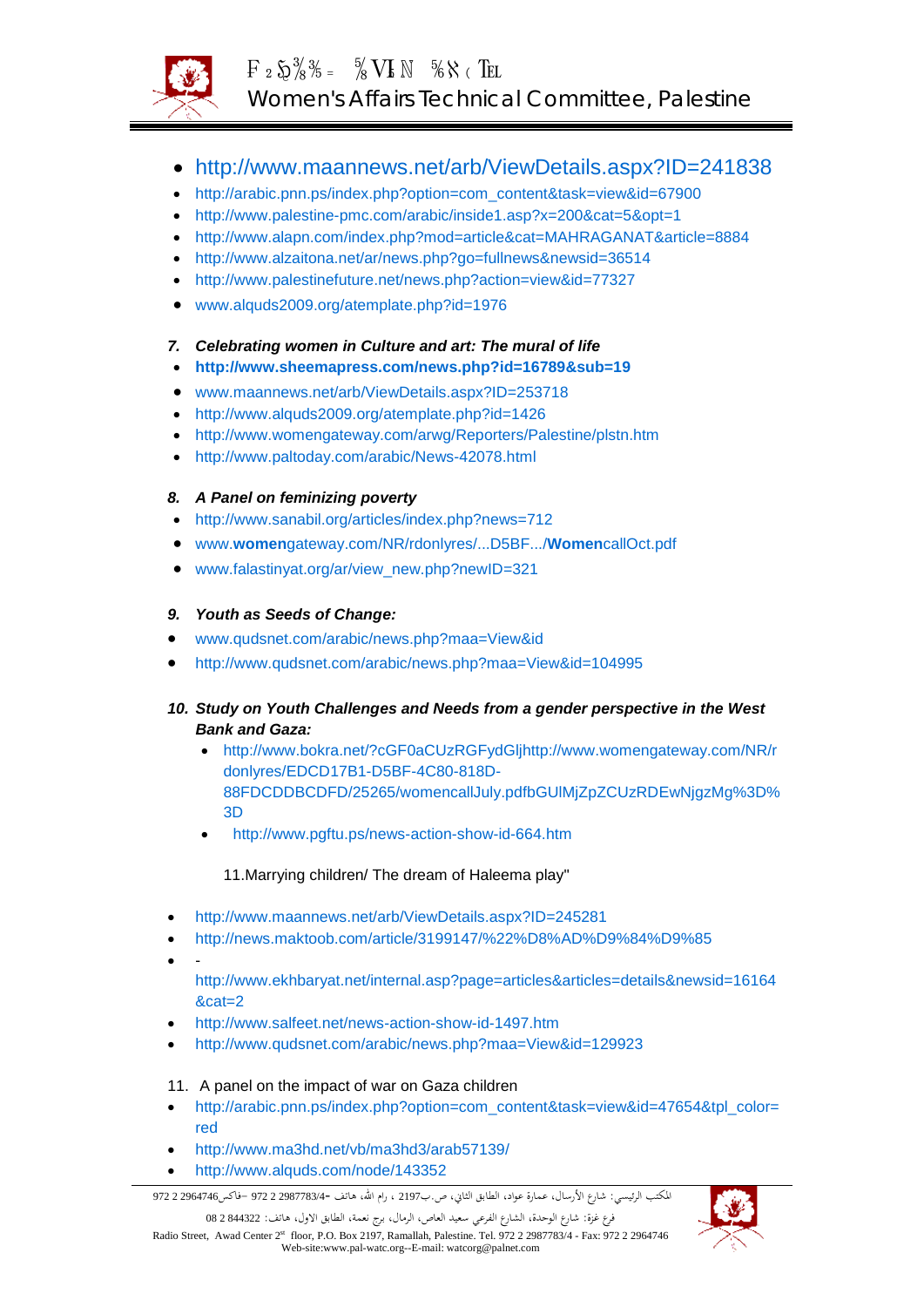- http://www.maannews.net/arb/ViewDetails.aspx?ID=241838
- http://arabic.pnn.ps/index.php?option=com_content&task=view&id=67900
- http://www.palestine-pmc.com/arabic/inside1.asp?x=200&cat=5&opt=1
- http://www.alapn.com/index.php?mod=article&cat=MAHRAGANAT&article=8884
- http://www.alzaitona.net/ar/news.php?go=fullnews&newsid=36514
- http://www.palestinefuture.net/news.php?action=view&id=77327
- www.alquds2009.org/atemplate.php?id=1976

*7. Celebrating women in Culture and art: The mural of life*

- **http://www.sheemapress.com/news.php?id=16789&sub=19**
- www.maannews.net/arb/ViewDetails.aspx?ID=253718
- http://www.alquds2009.org/atemplate.php?id=1426
- http://www.womengateway.com/arwg/Reporters/Palestine/plstn.htm
- http://www.paltoday.com/arabic/News-42078.html

*8. A Panel on feminizing poverty*

- http://www.sanabil.org/articles/index.php?news=712
- www.**women**gateway.com/NR/rdonlyres/...D5BF.../**Women**callOct.pdf
- www.falastinyat.org/ar/view_new.php?newID=321

*9. Youth as Seeds of Change:*

- www.qudsnet.com/arabic/news.php?maa=View&id
- http://www.qudsnet.com/arabic/news.php?maa=View&id=104995

*10. Study on Youth Challenges and Needs from a gender perspective in the West Bank and Gaza:*

- http://www.bokra.net/?cGF0aCUzRGFydGljhttp://www.womengateway.com/NR/rdonlyres/EDCD17B1-D5BF-4C80-818D-88FDCDDBCDFD/25265/womencallJuly.pdfbGUlMjZpZCUzRDEwNjgzMg%3D%3D
- http://www.pgftu.ps/news-action-show-id-664.htm

11.Marrying children/ The dream of Haleema play"

- http://www.maannews.net/arb/ViewDetails.aspx?ID=245281
- http://news.maktoob.com/article/3199147/%22%D8%AD%D9%84%D9%85
- -
  http://www.ekhbaryat.net/internal.asp?page=articles&articles=details&newsid=16164&cat=2
- http://www.salfeet.net/news-action-show-id-1497.htm
- http://www.qudsnet.com/arabic/news.php?maa=View&id=129923

11. A panel on the impact of war on Gaza children

- http://arabic.pnn.ps/index.php?option=com_content&task=view&id=47654&tpl_color=red
- http://www.ma3hd.net/vb/ma3hd3/arab57139/
- http://www.alquds.com/node/143352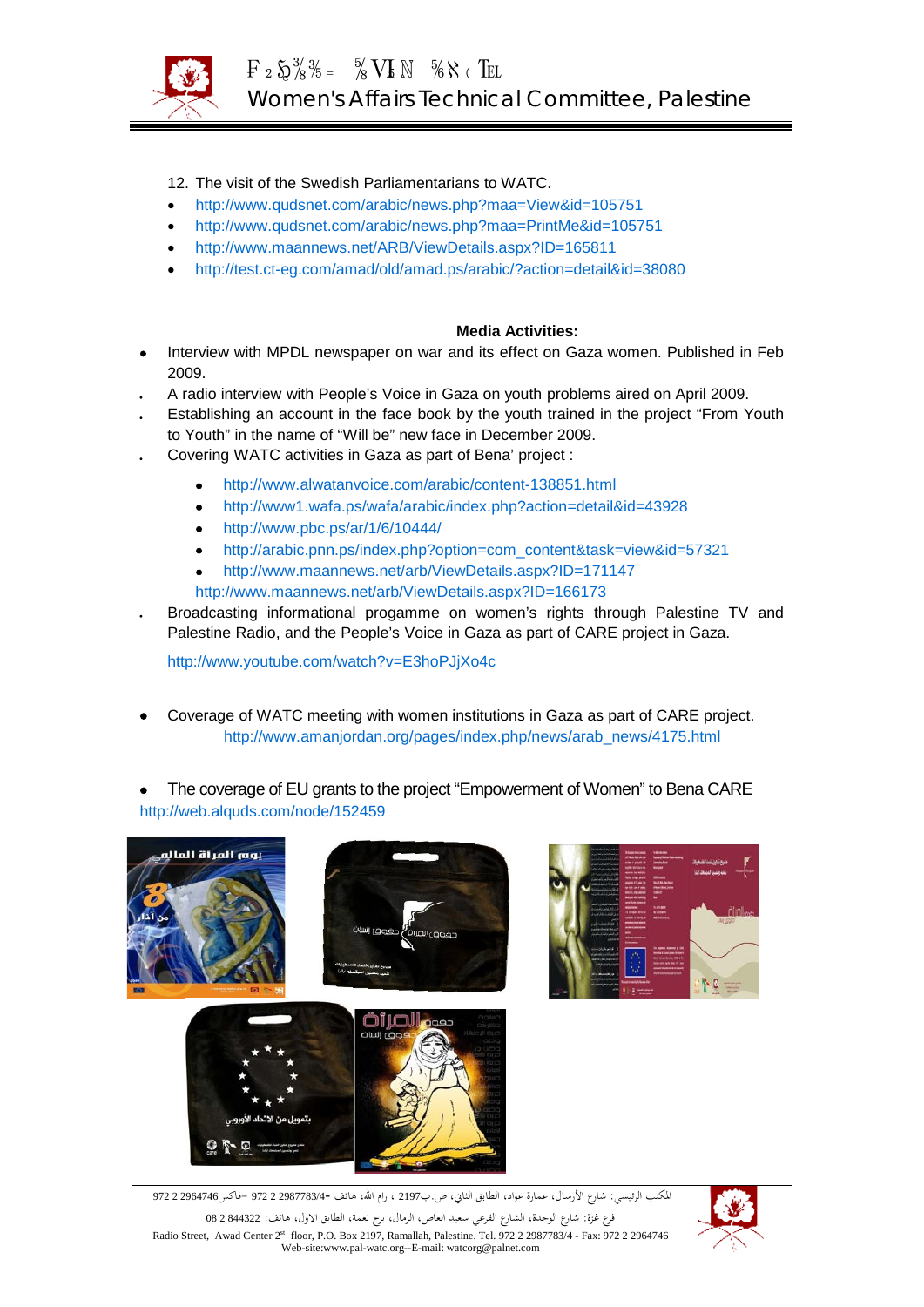12. The visit of the Swedish Parliamentarians to WATC.

- http://www.qudsnet.com/arabic/news.php?maa=View&id=105751
- http://www.qudsnet.com/arabic/news.php?maa=PrintMe&id=105751
- http://www.maannews.net/ARB/ViewDetails.aspx?ID=165811
- http://test.ct-eg.com/amad/old/amad.ps/arabic/?action=detail&id=38080

**Media Activities:**

- Interview with MPDL newspaper on war and its effect on Gaza women. Published in Feb 2009.
- A radio interview with People's Voice in Gaza on youth problems aired on April 2009.
- Establishing an account in the face book by the youth trained in the project "From Youth to Youth" in the name of "Will be" new face in December 2009.
- Covering WATC activities in Gaza as part of Bena' project :
  - http://www.alwatanvoice.com/arabic/content-138851.html
  - http://www1.wafa.ps/wafa/arabic/index.php?action=detail&id=43928
  - http://www.pbc.ps/ar/1/6/10444/
  - http://arabic.pnn.ps/index.php?option=com_content&task=view&id=57321
  - http://www.maannews.net/arb/ViewDetails.aspx?ID=171147

  http://www.maannews.net/arb/ViewDetails.aspx?ID=166173
- Broadcasting informational progamme on women's rights through Palestine TV and Palestine Radio, and the People's Voice in Gaza as part of CARE project in Gaza.

  http://www.youtube.com/watch?v=E3hoPJjXo4c

- Coverage of WATC meeting with women institutions in Gaza as part of CARE project.
  http://www.amanjordan.org/pages/index.php/news/arab_news/4175.html

- The coverage of EU grants to the project "Empowerment of Women" to Bena CARE
  http://web.alquds.com/node/152459